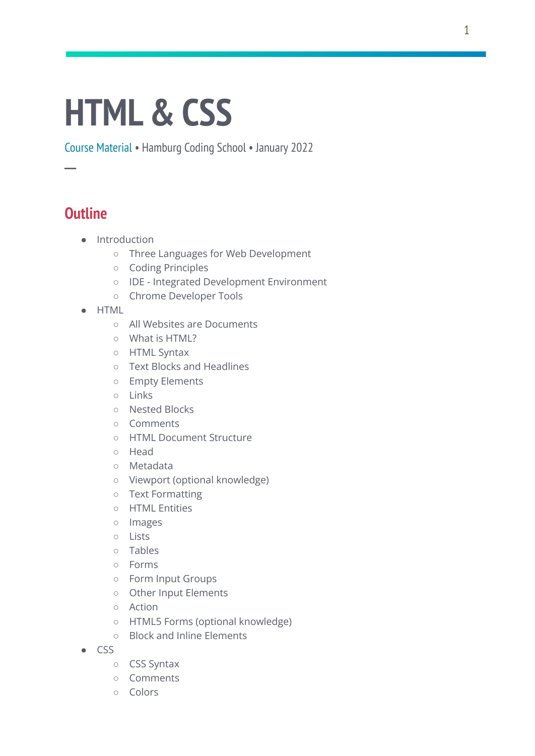# HTML & CSS

Course Material • Hamburg Coding School • January 2022

—

## Outline

- Introduction
  - Three Languages for Web Development
  - Coding Principles
  - IDE - Integrated Development Environment
  - Chrome Developer Tools
- HTML
  - All Websites are Documents
  - What is HTML?
  - HTML Syntax
  - Text Blocks and Headlines
  - Empty Elements
  - Links
  - Nested Blocks
  - Comments
  - HTML Document Structure
  - Head
  - Metadata
  - Viewport (optional knowledge)
  - Text Formatting
  - HTML Entities
  - Images
  - Lists
  - Tables
  - Forms
  - Form Input Groups
  - Other Input Elements
  - Action
  - HTML5 Forms (optional knowledge)
  - Block and Inline Elements
- CSS
  - CSS Syntax
  - Comments
  - Colors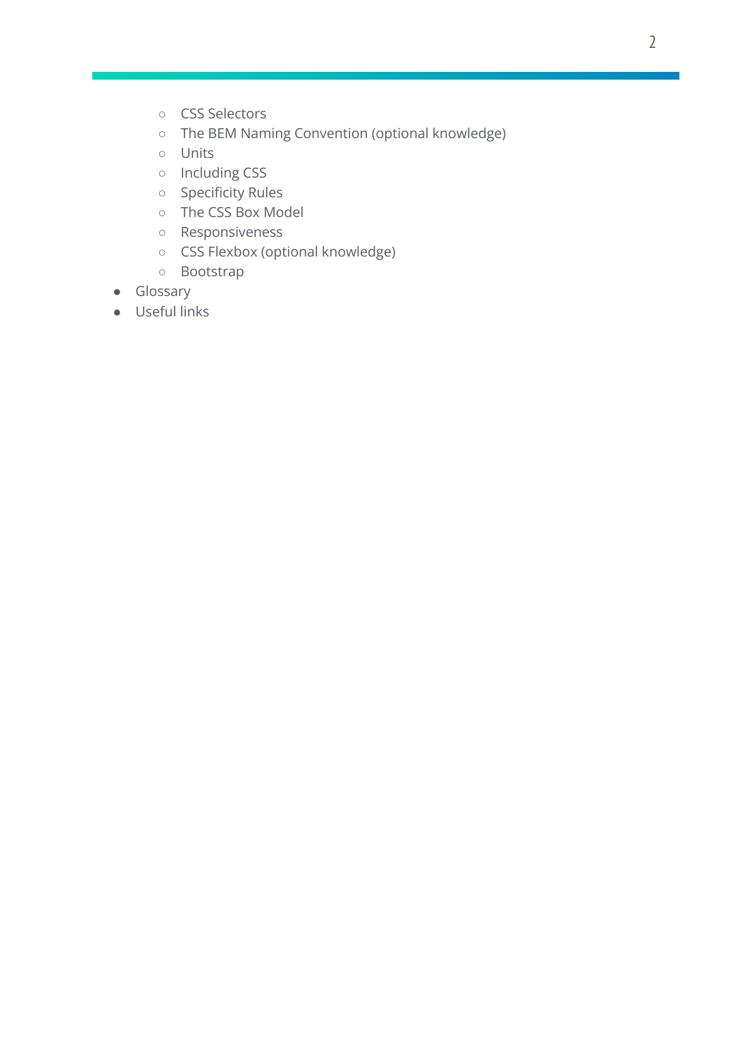- CSS Selectors
    - The BEM Naming Convention (optional knowledge)
    - Units
    - Including CSS
    - Specificity Rules
    - The CSS Box Model
    - Responsiveness
    - CSS Flexbox (optional knowledge)
    - Bootstrap
- Glossary
- Useful links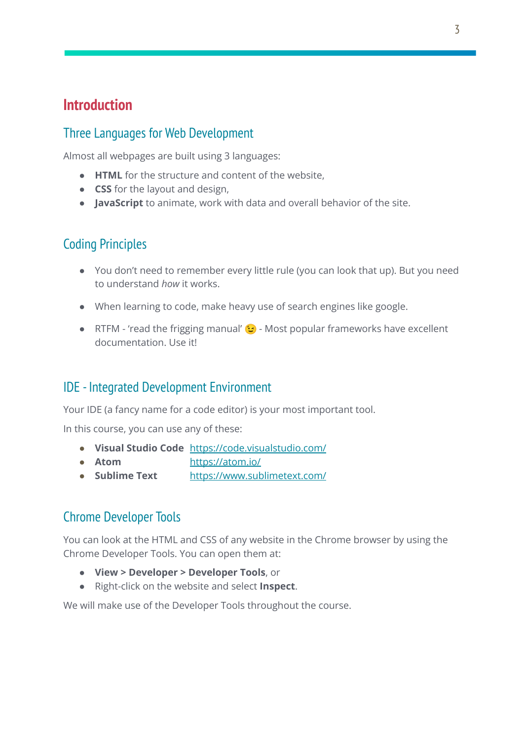# Introduction

## Three Languages for Web Development

Almost all webpages are built using 3 languages:

- **HTML** for the structure and content of the website,
- **CSS** for the layout and design,
- **JavaScript** to animate, work with data and overall behavior of the site.

## Coding Principles

- You don't need to remember every little rule (you can look that up). But you need to understand *how* it works.
- When learning to code, make heavy use of search engines like google.
- RTFM - 'read the frigging manual' 😉 - Most popular frameworks have excellent documentation. Use it!

## IDE - Integrated Development Environment

Your IDE (a fancy name for a code editor) is your most important tool.

In this course, you can use any of these:

- **Visual Studio Code** https://code.visualstudio.com/
- **Atom** https://atom.io/
- **Sublime Text** https://www.sublimetext.com/

## Chrome Developer Tools

You can look at the HTML and CSS of any website in the Chrome browser by using the Chrome Developer Tools. You can open them at:

- **View > Developer > Developer Tools**, or
- Right-click on the website and select **Inspect**.

We will make use of the Developer Tools throughout the course.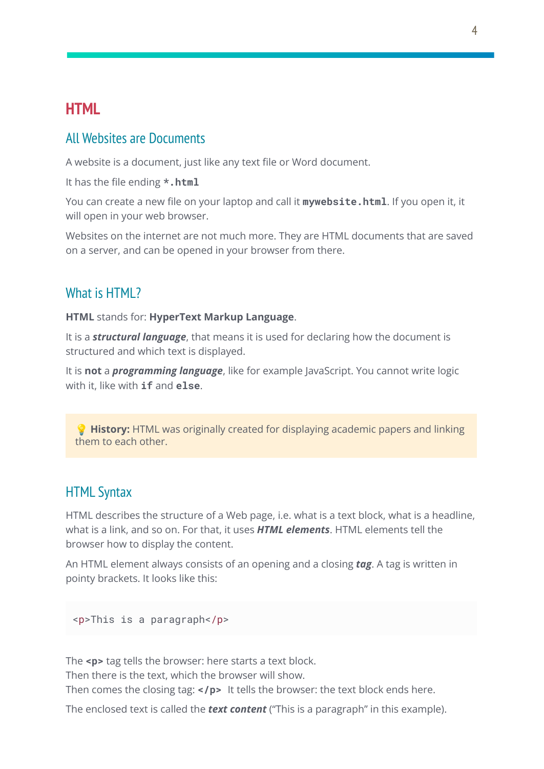# HTML

## All Websites are Documents

A website is a document, just like any text file or Word document.

It has the file ending `*.html`

You can create a new file on your laptop and call it **`mywebsite.html`**. If you open it, it will open in your web browser.

Websites on the internet are not much more. They are HTML documents that are saved on a server, and can be opened in your browser from there.

## What is HTML?

**HTML** stands for: **HyperText Markup Language**.

It is a ***structural language***, that means it is used for declaring how the document is structured and which text is displayed.

It is **not** a ***programming language***, like for example JavaScript. You cannot write logic with it, like with **`if`** and **`else`**.

> 💡 **History:** HTML was originally created for displaying academic papers and linking them to each other.

## HTML Syntax

HTML describes the structure of a Web page, i.e. what is a text block, what is a headline, what is a link, and so on. For that, it uses ***HTML elements***. HTML elements tell the browser how to display the content.

An HTML element always consists of an opening and a closing ***tag***. A tag is written in pointy brackets. It looks like this:

```
<p>This is a paragraph</p>
```

The **`<p>`** tag tells the browser: here starts a text block.
Then there is the text, which the browser will show.
Then comes the closing tag: **`</p>`** It tells the browser: the text block ends here.

The enclosed text is called the ***text content*** ("This is a paragraph" in this example).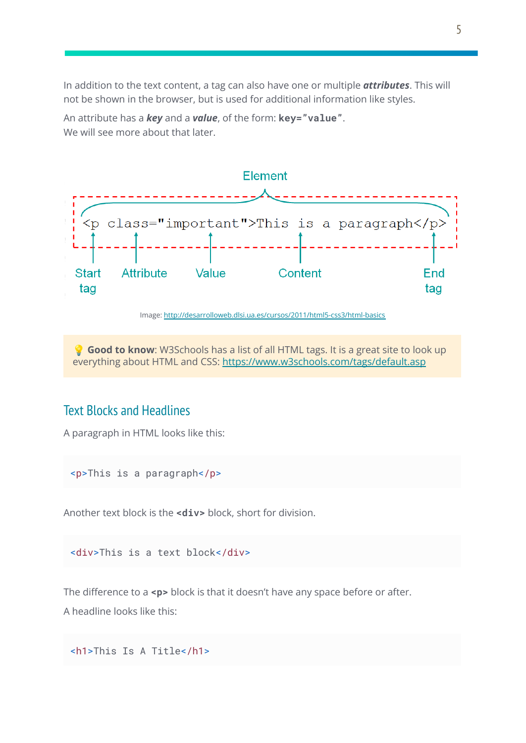In addition to the text content, a tag can also have one or multiple ***attributes***. This will not be shown in the browser, but is used for additional information like styles.

An attribute has a ***key*** and a ***value***, of the form: **`key="value"`**.
We will see more about that later.

Element

```
<p class="important">This is a paragraph</p>
```

Start tag | Attribute | Value | Content | End tag

Image: http://desarrolloweb.dlsi.ua.es/cursos/2011/html5-css3/html-basics

💡 **Good to know**: W3Schools has a list of all HTML tags. It is a great site to look up everything about HTML and CSS: https://www.w3schools.com/tags/default.asp

## Text Blocks and Headlines

A paragraph in HTML looks like this:

```
<p>This is a paragraph</p>
```

Another text block is the **`<div>`** block, short for division.

```
<div>This is a text block</div>
```

The difference to a **`<p>`** block is that it doesn't have any space before or after.

A headline looks like this:

```
<h1>This Is A Title</h1>
```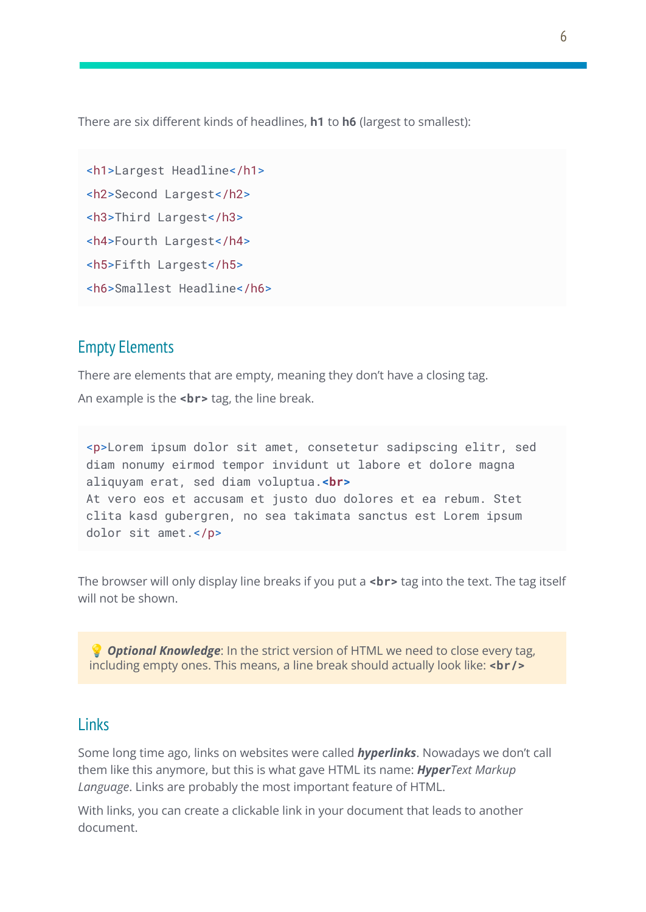There are six different kinds of headlines, **h1** to **h6** (largest to smallest):

```
<h1>Largest Headline</h1>
<h2>Second Largest</h2>
<h3>Third Largest</h3>
<h4>Fourth Largest</h4>
<h5>Fifth Largest</h5>
<h6>Smallest Headline</h6>
```

## Empty Elements

There are elements that are empty, meaning they don't have a closing tag.

An example is the **`<br>`** tag, the line break.

```
<p>Lorem ipsum dolor sit amet, consetetur sadipscing elitr, sed
diam nonumy eirmod tempor invidunt ut labore et dolore magna
aliquyam erat, sed diam voluptua.<br>
At vero eos et accusam et justo duo dolores et ea rebum. Stet
clita kasd gubergren, no sea takimata sanctus est Lorem ipsum
dolor sit amet.</p>
```

The browser will only display line breaks if you put a **`<br>`** tag into the text. The tag itself will not be shown.

> 💡 ***Optional Knowledge***: In the strict version of HTML we need to close every tag, including empty ones. This means, a line break should actually look like: **`<br/>`**

## Links

Some long time ago, links on websites were called ***hyperlinks***. Nowadays we don't call them like this anymore, but this is what gave HTML its name: ***Hyper****Text Markup Language*. Links are probably the most important feature of HTML.

With links, you can create a clickable link in your document that leads to another document.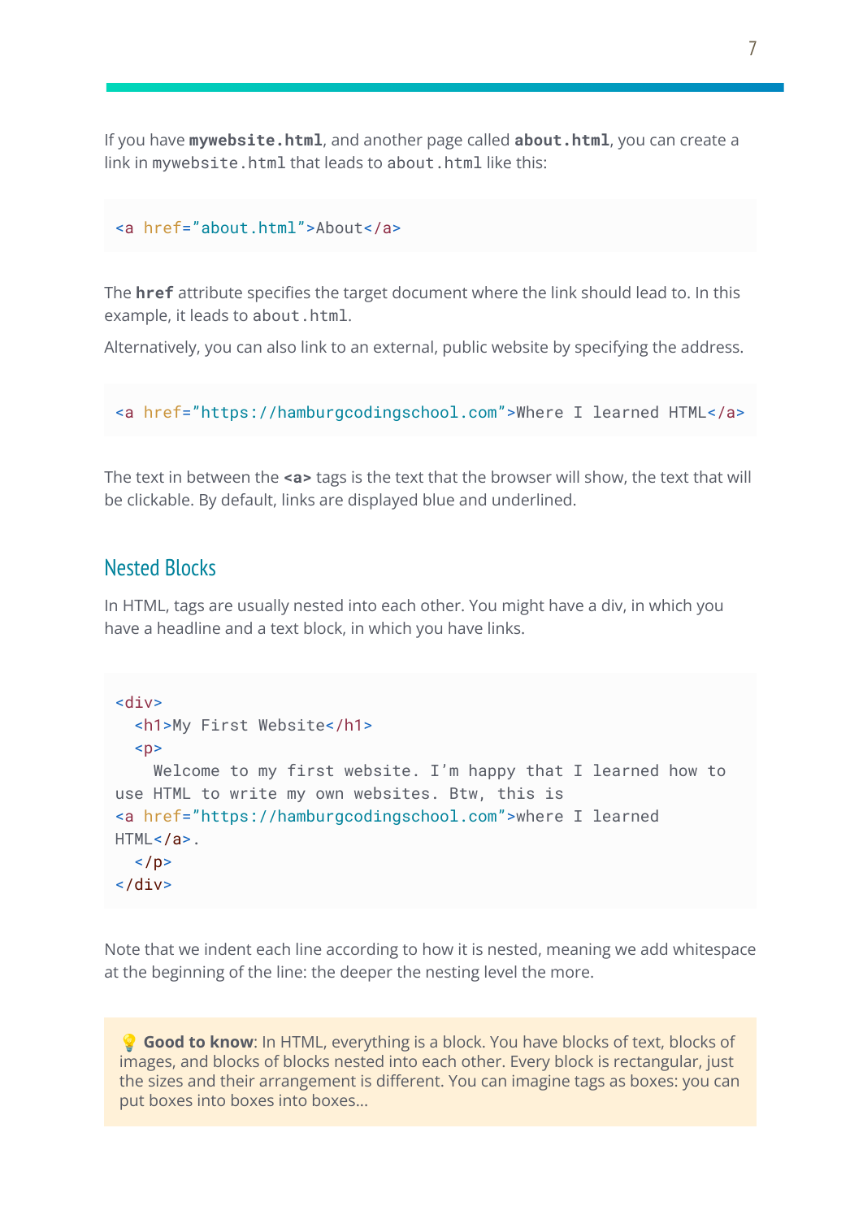If you have **`mywebsite.html`**, and another page called **`about.html`**, you can create a link in `mywebsite.html` that leads to `about.html` like this:

```
<a href="about.html">About</a>
```

The **`href`** attribute specifies the target document where the link should lead to. In this example, it leads to `about.html`.

Alternatively, you can also link to an external, public website by specifying the address.

```
<a href="https://hamburgcodingschool.com">Where I learned HTML</a>
```

The text in between the **`<a>`** tags is the text that the browser will show, the text that will be clickable. By default, links are displayed blue and underlined.

## Nested Blocks

In HTML, tags are usually nested into each other. You might have a div, in which you have a headline and a text block, in which you have links.

```
<div>
  <h1>My First Website</h1>
  <p>
    Welcome to my first website. I'm happy that I learned how to
use HTML to write my own websites. Btw, this is
<a href="https://hamburgcodingschool.com">where I learned
HTML</a>.
  </p>
</div>
```

Note that we indent each line according to how it is nested, meaning we add whitespace at the beginning of the line: the deeper the nesting level the more.

> 💡 **Good to know**: In HTML, everything is a block. You have blocks of text, blocks of images, and blocks of blocks nested into each other. Every block is rectangular, just the sizes and their arrangement is different. You can imagine tags as boxes: you can put boxes into boxes into boxes…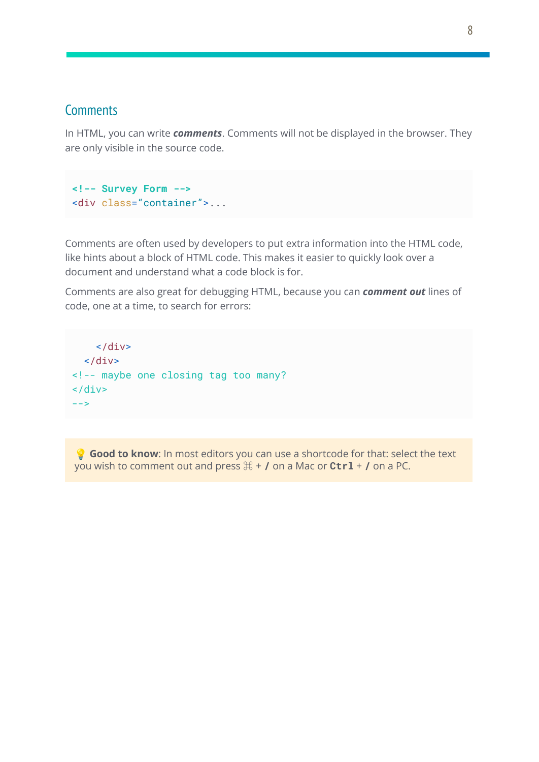## Comments

In HTML, you can write ***comments***. Comments will not be displayed in the browser. They are only visible in the source code.

```
<!-- Survey Form -->
<div class="container">...
```

Comments are often used by developers to put extra information into the HTML code, like hints about a block of HTML code. This makes it easier to quickly look over a document and understand what a code block is for.

Comments are also great for debugging HTML, because you can ***comment out*** lines of code, one at a time, to search for errors:

```
    </div>
  </div>
<!-- maybe one closing tag too many?
</div>
-->
```

> 💡 **Good to know**: In most editors you can use a shortcode for that: select the text you wish to comment out and press ⌘ + **/** on a Mac or **Ctrl** + **/** on a PC.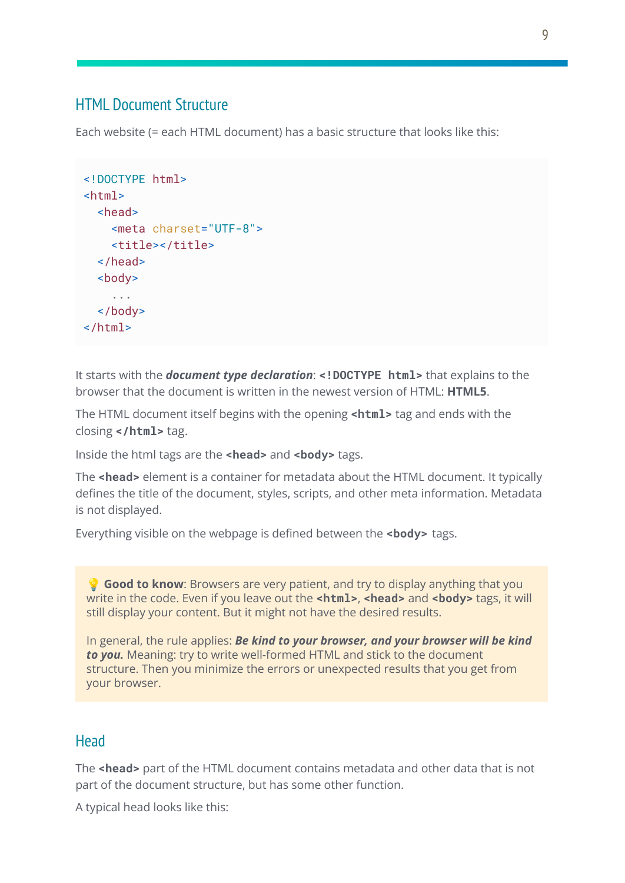## HTML Document Structure

Each website (= each HTML document) has a basic structure that looks like this:

```
<!DOCTYPE html>
<html>
  <head>
    <meta charset="UTF-8">
    <title></title>
  </head>
  <body>
    ...
  </body>
</html>
```

It starts with the ***document type declaration***: `<!DOCTYPE html>` that explains to the browser that the document is written in the newest version of HTML: **HTML5**.

The HTML document itself begins with the opening **`<html>`** tag and ends with the closing **`</html>`** tag.

Inside the html tags are the **<head>** and **<body>** tags.

The **<head>** element is a container for metadata about the HTML document. It typically defines the title of the document, styles, scripts, and other meta information. Metadata is not displayed.

Everything visible on the webpage is defined between the **<body>** tags.

> 💡 **Good to know**: Browsers are very patient, and try to display anything that you write in the code. Even if you leave out the **`<html>`**, **<head>** and **<body>** tags, it will still display your content. But it might not have the desired results.
>
> In general, the rule applies: ***Be kind to your browser, and your browser will be kind to you.*** Meaning: try to write well-formed HTML and stick to the document structure. Then you minimize the errors or unexpected results that you get from your browser.

## Head

The **<head>** part of the HTML document contains metadata and other data that is not part of the document structure, but has some other function.

A typical head looks like this: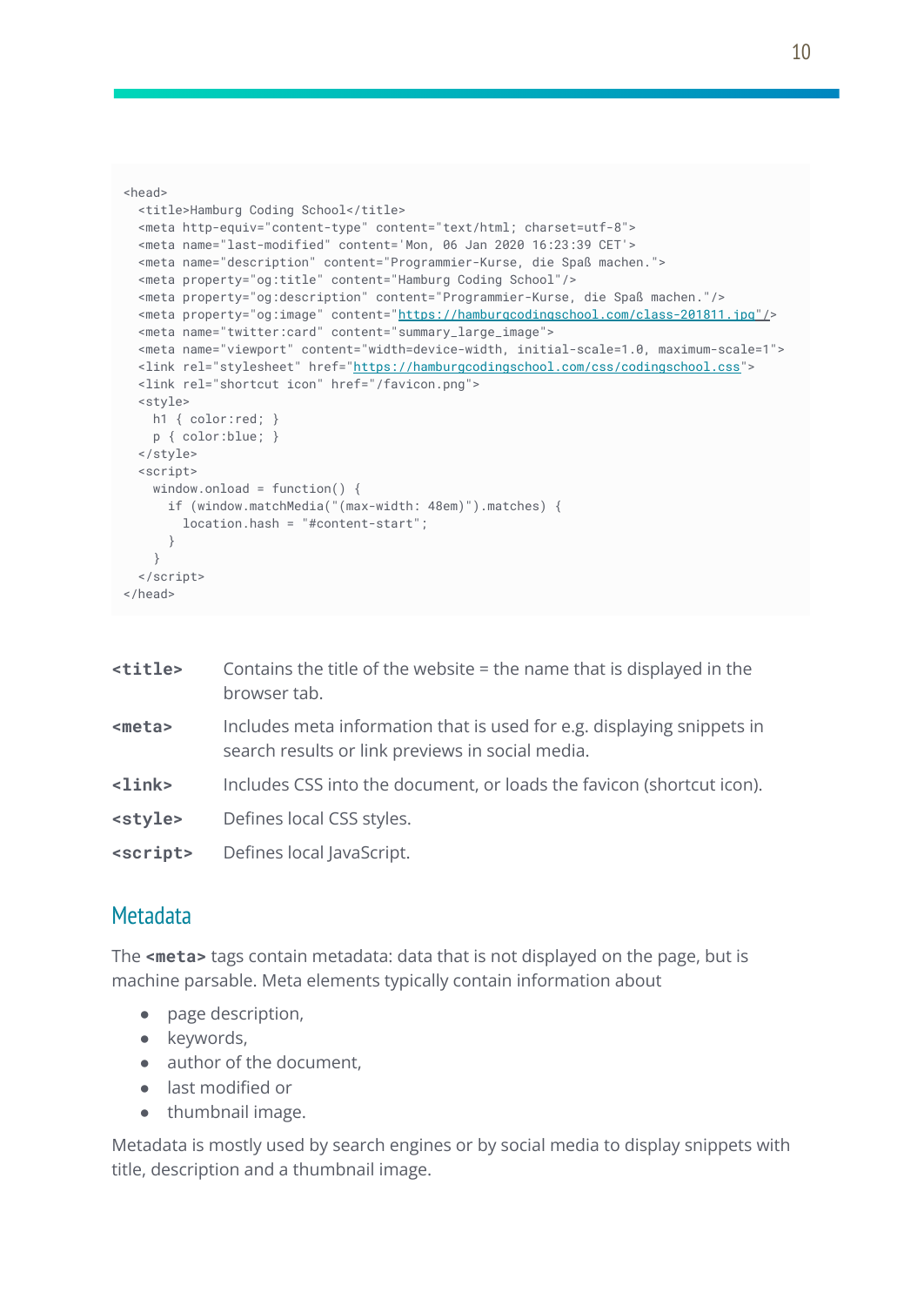```
<head>
  <title>Hamburg Coding School</title>
  <meta http-equiv="content-type" content="text/html; charset=utf-8">
  <meta name="last-modified" content='Mon, 06 Jan 2020 16:23:39 CET'>
  <meta name="description" content="Programmier-Kurse, die Spaß machen.">
  <meta property="og:title" content="Hamburg Coding School"/>
  <meta property="og:description" content="Programmier-Kurse, die Spaß machen."/>
  <meta property="og:image" content="https://hamburgcodingschool.com/class-201811.jpg"/>
  <meta name="twitter:card" content="summary_large_image">
  <meta name="viewport" content="width=device-width, initial-scale=1.0, maximum-scale=1">
  <link rel="stylesheet" href="https://hamburgcodingschool.com/css/codingschool.css">
  <link rel="shortcut icon" href="/favicon.png">
  <style>
    h1 { color:red; }
    p { color:blue; }
  </style>
  <script>
    window.onload = function() {
      if (window.matchMedia("(max-width: 48em)").matches) {
        location.hash = "#content-start";
      }
    }
  </script>
</head>
```

| | |
|---|---|
| **`<title>`** | Contains the title of the website = the name that is displayed in the browser tab. |
| **`<meta>`** | Includes meta information that is used for e.g. displaying snippets in search results or link previews in social media. |
| **`<link>`** | Includes CSS into the document, or loads the favicon (shortcut icon). |
| **`<style>`** | Defines local CSS styles. |
| **`<script>`** | Defines local JavaScript. |

## Metadata

The **`<meta>`** tags contain metadata: data that is not displayed on the page, but is machine parsable. Meta elements typically contain information about

- page description,
- keywords,
- author of the document,
- last modified or
- thumbnail image.

Metadata is mostly used by search engines or by social media to display snippets with title, description and a thumbnail image.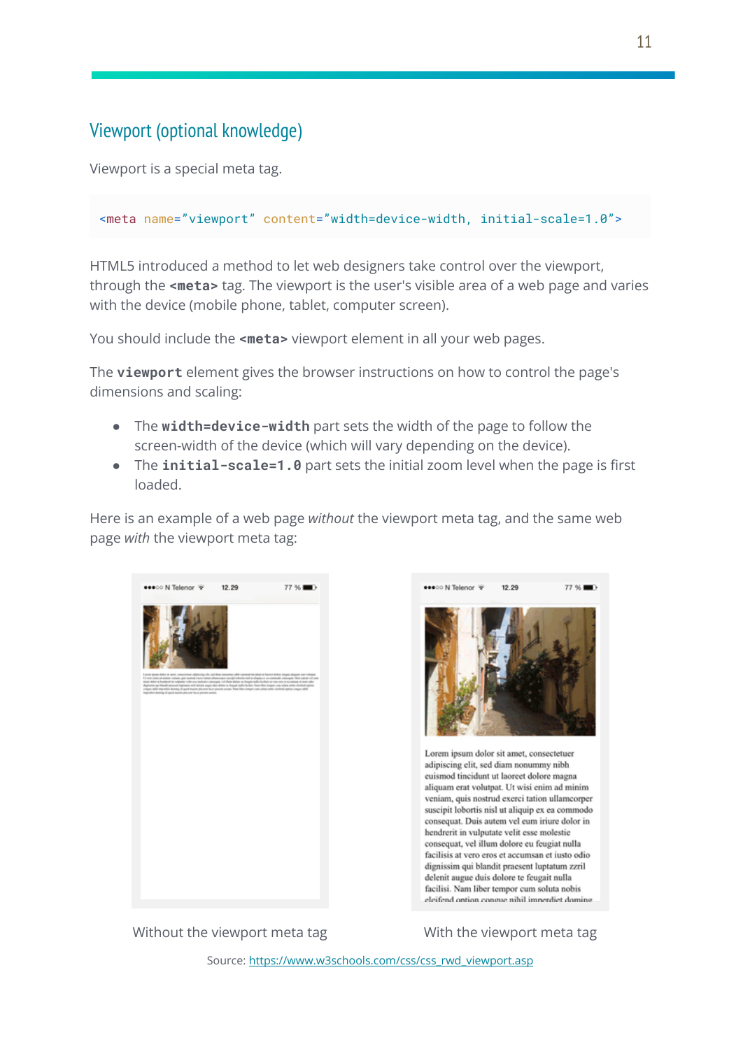## Viewport (optional knowledge)

Viewport is a special meta tag.

```
<meta name="viewport" content="width=device-width, initial-scale=1.0">
```

HTML5 introduced a method to let web designers take control over the viewport, through the **`<meta>`** tag. The viewport is the user's visible area of a web page and varies with the device (mobile phone, tablet, computer screen).

You should include the **`<meta>`** viewport element in all your web pages.

The **`viewport`** element gives the browser instructions on how to control the page's dimensions and scaling:

- The **`width=device-width`** part sets the width of the page to follow the screen-width of the device (which will vary depending on the device).
- The **`initial-scale=1.0`** part sets the initial zoom level when the page is first loaded.

Here is an example of a web page *without* the viewport meta tag, and the same web page *with* the viewport meta tag:

Without the viewport meta tag

With the viewport meta tag

Source: https://www.w3schools.com/css/css_rwd_viewport.asp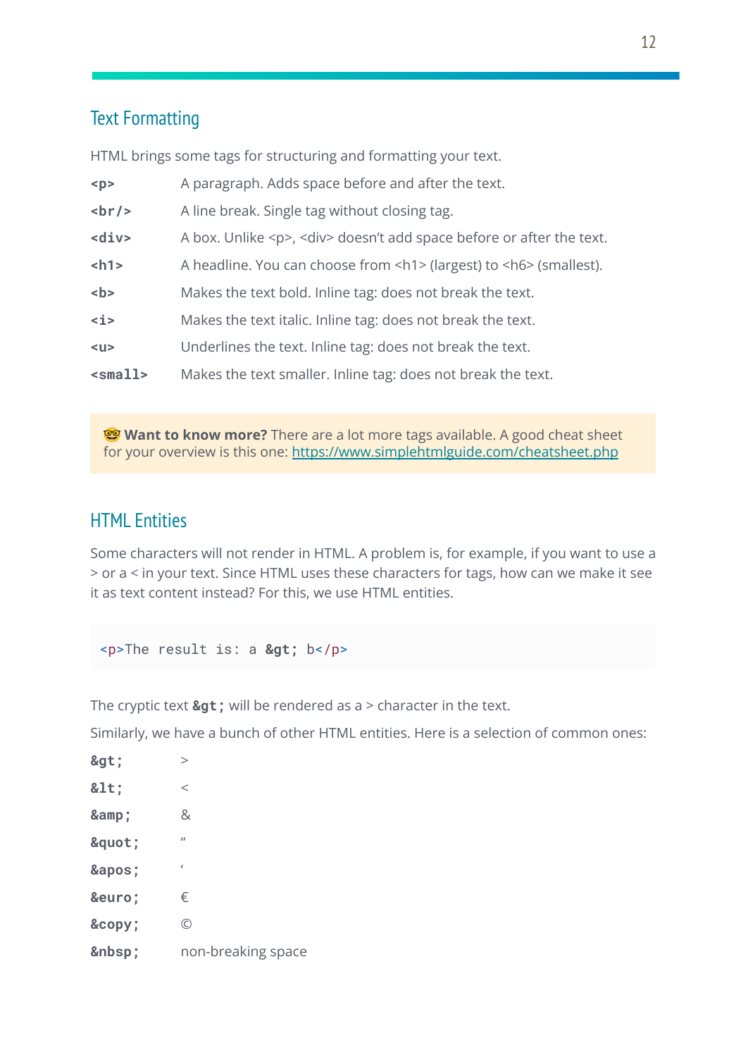## Text Formatting

HTML brings some tags for structuring and formatting your text.

| | |
|---|---|
| **`<p>`** | A paragraph. Adds space before and after the text. |
| **`<br/>`** | A line break. Single tag without closing tag. |
| **`<div>`** | A box. Unlike <p>, <div> doesn't add space before or after the text. |
| **`<h1>`** | A headline. You can choose from <h1> (largest) to <h6> (smallest). |
| **`<b>`** | Makes the text bold. Inline tag: does not break the text. |
| **`<i>`** | Makes the text italic. Inline tag: does not break the text. |
| **`<u>`** | Underlines the text. Inline tag: does not break the text. |
| **`<small>`** | Makes the text smaller. Inline tag: does not break the text. |

> 🤓 **Want to know more?** There are a lot more tags available. A good cheat sheet for your overview is this one: https://www.simplehtmlguide.com/cheatsheet.php

## HTML Entities

Some characters will not render in HTML. A problem is, for example, if you want to use a > or a < in your text. Since HTML uses these characters for tags, how can we make it see it as text content instead? For this, we use HTML entities.

```
<p>The result is: a &gt; b</p>
```

The cryptic text **`&gt;`** will be rendered as a > character in the text.

Similarly, we have a bunch of other HTML entities. Here is a selection of common ones:

| | |
|---|---|
| **`&gt;`** | > |
| **`&lt;`** | < |
| **`&amp;`** | & |
| **`&quot;`** | " |
| **`&apos;`** | ' |
| **`&euro;`** | € |
| **`&copy;`** | © |
| **`&nbsp;`** | non-breaking space |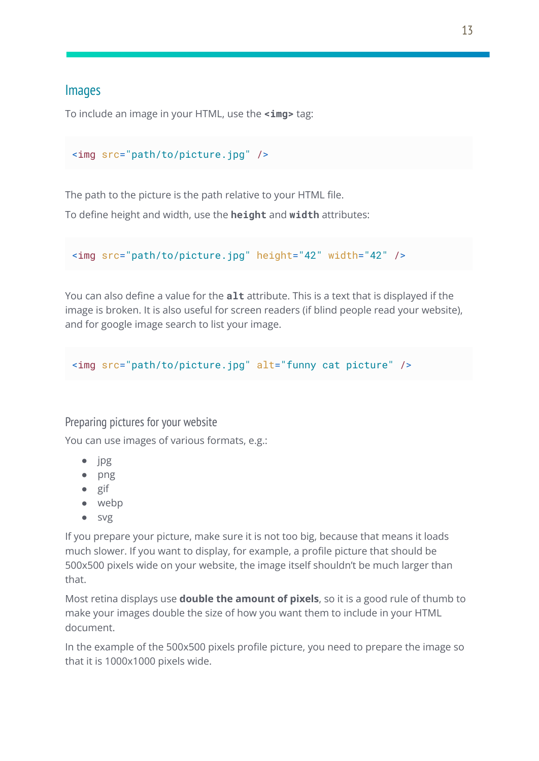## Images

To include an image in your HTML, use the **`<img>`** tag:

```
<img src="path/to/picture.jpg" />
```

The path to the picture is the path relative to your HTML file.

To define height and width, use the **`height`** and **`width`** attributes:

```
<img src="path/to/picture.jpg" height="42" width="42" />
```

You can also define a value for the **`alt`** attribute. This is a text that is displayed if the image is broken. It is also useful for screen readers (if blind people read your website), and for google image search to list your image.

```
<img src="path/to/picture.jpg" alt="funny cat picture" />
```

### Preparing pictures for your website

You can use images of various formats, e.g.:

- jpg
- png
- gif
- webp
- svg

If you prepare your picture, make sure it is not too big, because that means it loads much slower. If you want to display, for example, a profile picture that should be 500x500 pixels wide on your website, the image itself shouldn't be much larger than that.

Most retina displays use **double the amount of pixels**, so it is a good rule of thumb to make your images double the size of how you want them to include in your HTML document.

In the example of the 500x500 pixels profile picture, you need to prepare the image so that it is 1000x1000 pixels wide.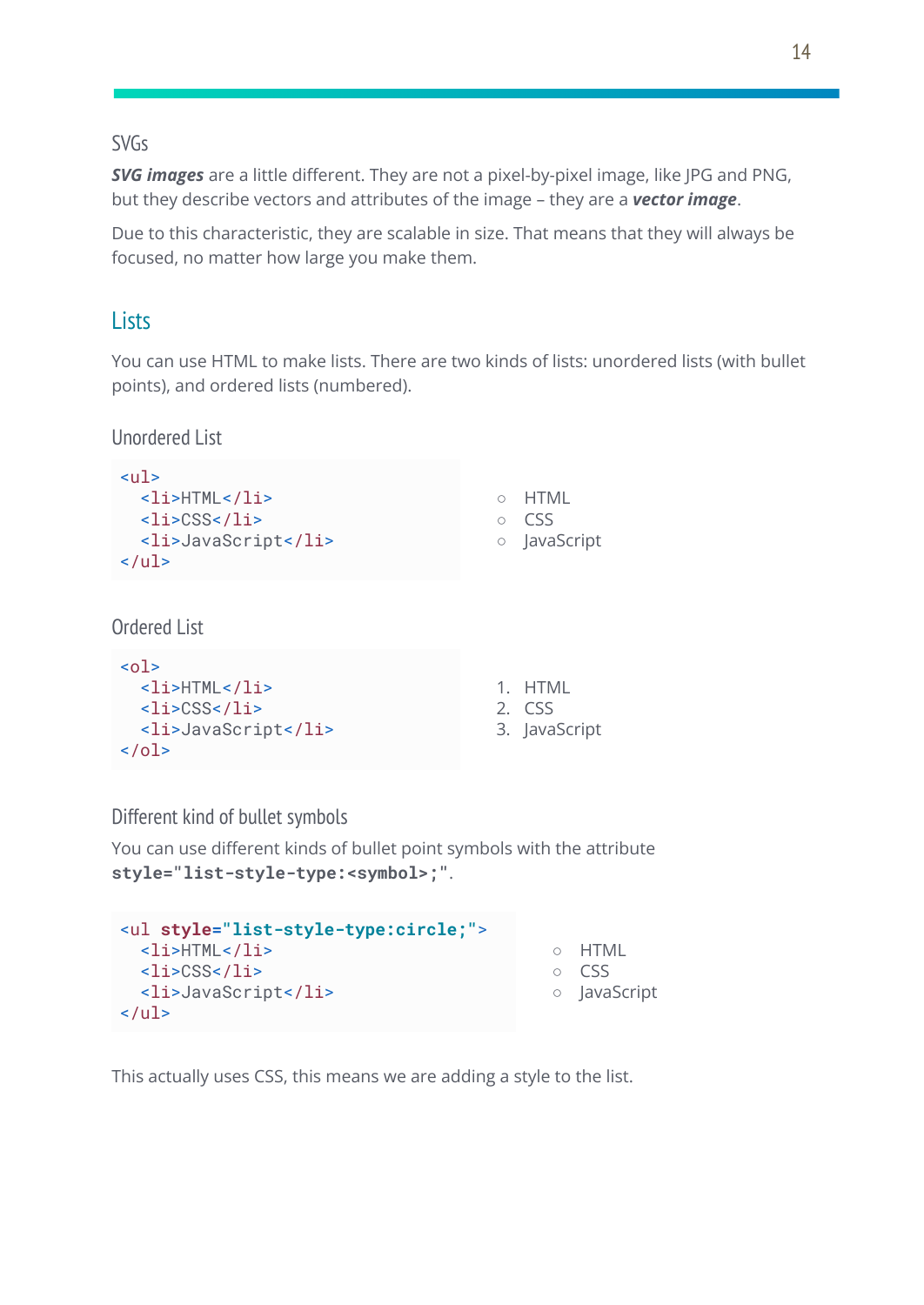### SVGs

***SVG images*** are a little different. They are not a pixel-by-pixel image, like JPG and PNG, but they describe vectors and attributes of the image – they are a ***vector image***.

Due to this characteristic, they are scalable in size. That means that they will always be focused, no matter how large you make them.

## Lists

You can use HTML to make lists. There are two kinds of lists: unordered lists (with bullet points), and ordered lists (numbered).

### Unordered List

```html
<ul>
  <li>HTML</li>
  <li>CSS</li>
  <li>JavaScript</li>
</ul>
```

○ HTML
○ CSS
○ JavaScript

### Ordered List

```html
<ol>
  <li>HTML</li>
  <li>CSS</li>
  <li>JavaScript</li>
</ol>
```

1. HTML
2. CSS
3. JavaScript

### Different kind of bullet symbols

You can use different kinds of bullet point symbols with the attribute **`style="list-style-type:<symbol>;"`**.

```html
<ul style="list-style-type:circle;">
  <li>HTML</li>
  <li>CSS</li>
  <li>JavaScript</li>
</ul>
```

○ HTML
○ CSS
○ JavaScript

This actually uses CSS, this means we are adding a style to the list.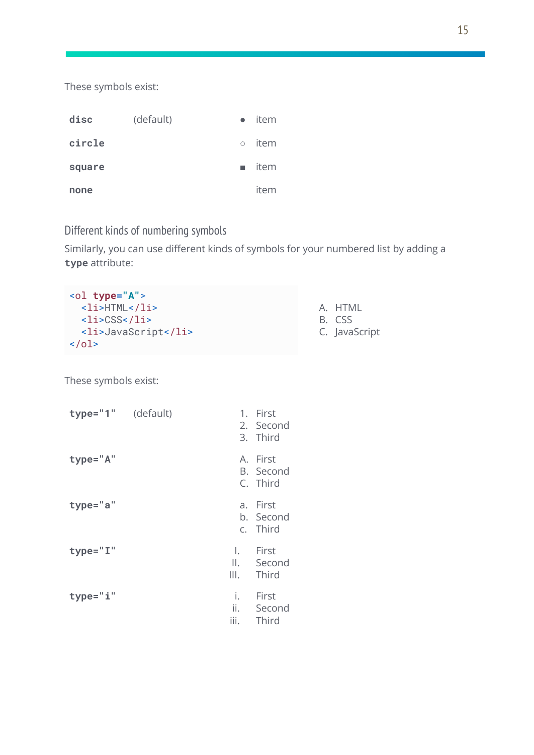These symbols exist:

| | | | |
|---|---|---|---|
| `disc` | (default) | ● | item |
| `circle` | | ○ | item |
| `square` | | ■ | item |
| `none` | | | item |

### Different kinds of numbering symbols

Similarly, you can use different kinds of symbols for your numbered list by adding a **type** attribute:

```
<ol type="A">
  <li>HTML</li>
  <li>CSS</li>
  <li>JavaScript</li>
</ol>
```

A. HTML
B. CSS
C. JavaScript

These symbols exist:

| | | |
|---|---|---|
| `type="1"` | (default) | 1. First<br>2. Second<br>3. Third |
| `type="A"` | | A. First<br>B. Second<br>C. Third |
| `type="a"` | | a. First<br>b. Second<br>c. Third |
| `type="I"` | | I. First<br>II. Second<br>III. Third |
| `type="i"` | | i. First<br>ii. Second<br>iii. Third |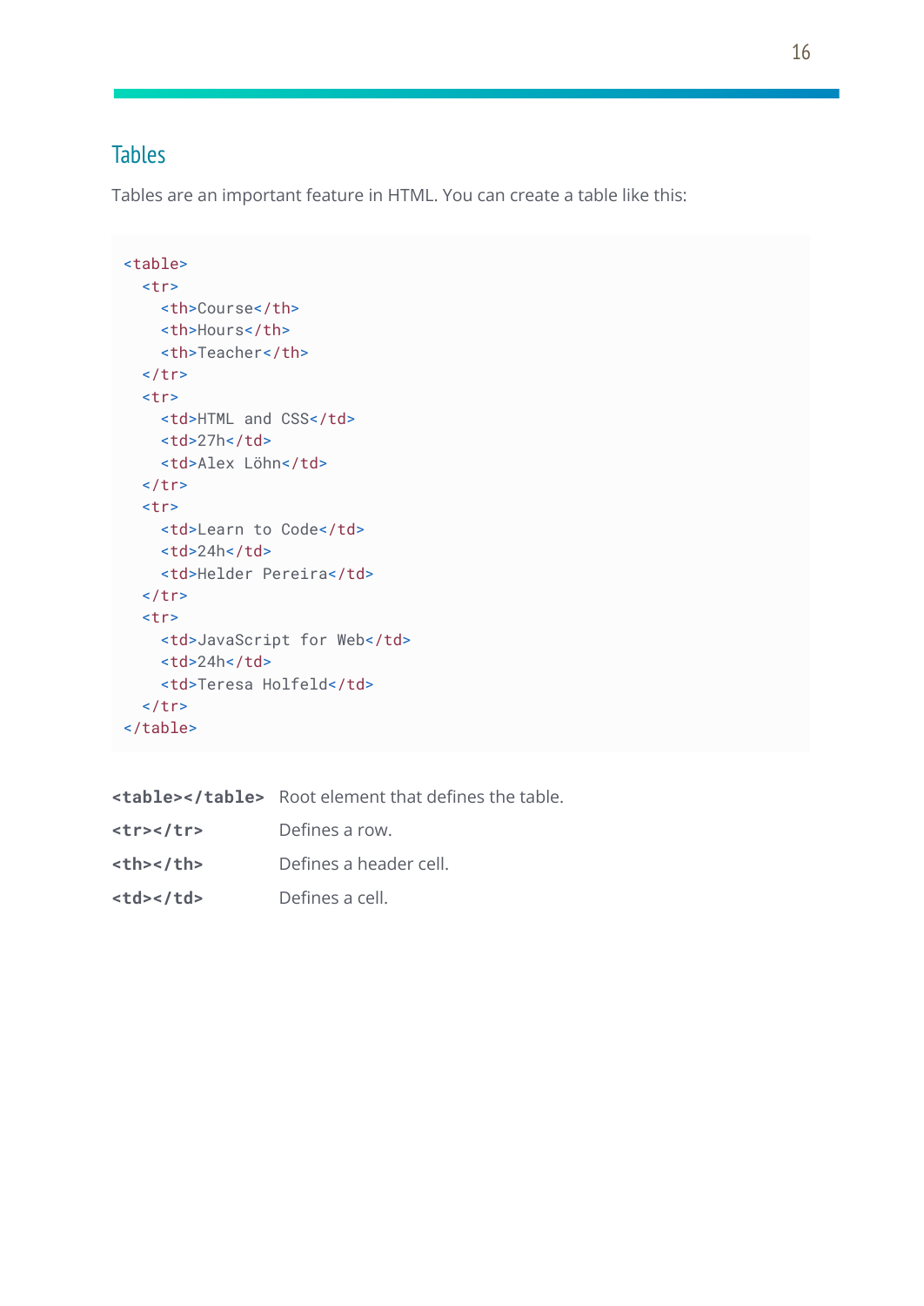## Tables

Tables are an important feature in HTML. You can create a table like this:

```
<table>
  <tr>
    <th>Course</th>
    <th>Hours</th>
    <th>Teacher</th>
  </tr>
  <tr>
    <td>HTML and CSS</td>
    <td>27h</td>
    <td>Alex Löhn</td>
  </tr>
  <tr>
    <td>Learn to Code</td>
    <td>24h</td>
    <td>Helder Pereira</td>
  </tr>
  <tr>
    <td>JavaScript for Web</td>
    <td>24h</td>
    <td>Teresa Holfeld</td>
  </tr>
</table>
```

| | |
|---|---|
| **`<table></table>`** | Root element that defines the table. |
| **`<tr></tr>`** | Defines a row. |
| **`<th></th>`** | Defines a header cell. |
| **`<td></td>`** | Defines a cell. |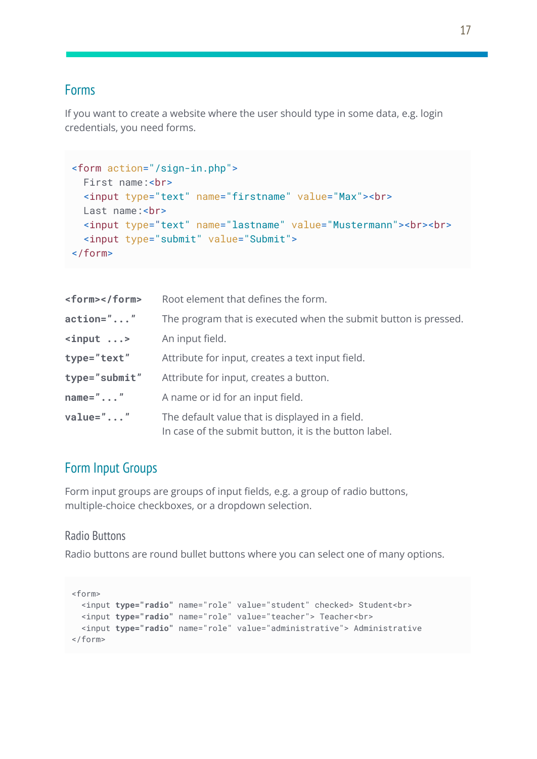## Forms

If you want to create a website where the user should type in some data, e.g. login credentials, you need forms.

```
<form action="/sign-in.php">
  First name:<br>
  <input type="text" name="firstname" value="Max"><br>
  Last name:<br>
  <input type="text" name="lastname" value="Mustermann"><br><br>
  <input type="submit" value="Submit">
</form>
```

| | |
|---|---|
| **`<form></form>`** | Root element that defines the form. |
| **`action="..."`** | The program that is executed when the submit button is pressed. |
| **`<input ...>`** | An input field. |
| **`type="text"`** | Attribute for input, creates a text input field. |
| **`type="submit"`** | Attribute for input, creates a button. |
| **`name="..."`** | A name or id for an input field. |
| **`value="..."`** | The default value that is displayed in a field.<br>In case of the submit button, it is the button label. |

## Form Input Groups

Form input groups are groups of input fields, e.g. a group of radio buttons, multiple-choice checkboxes, or a dropdown selection.

### Radio Buttons

Radio buttons are round bullet buttons where you can select one of many options.

```
<form>
  <input type="radio" name="role" value="student" checked> Student<br>
  <input type="radio" name="role" value="teacher"> Teacher<br>
  <input type="radio" name="role" value="administrative"> Administrative
</form>
```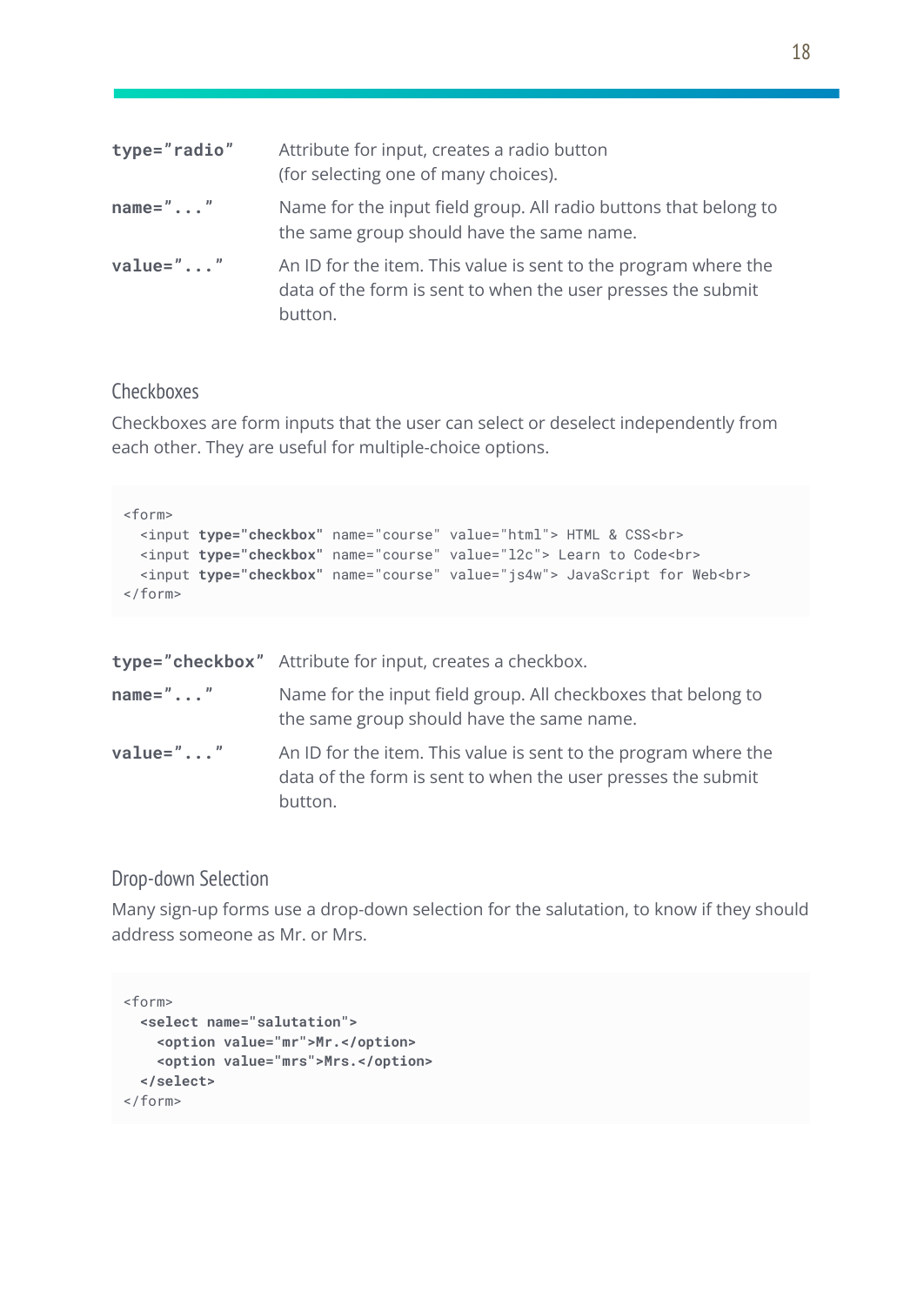| | |
|---|---|
| **type="radio"** | Attribute for input, creates a radio button (for selecting one of many choices). |
| **name="..."** | Name for the input field group. All radio buttons that belong to the same group should have the same name. |
| **value="..."** | An ID for the item. This value is sent to the program where the data of the form is sent to when the user presses the submit button. |

## Checkboxes

Checkboxes are form inputs that the user can select or deselect independently from each other. They are useful for multiple-choice options.

```
<form>
  <input type="checkbox" name="course" value="html"> HTML & CSS<br>
  <input type="checkbox" name="course" value="l2c"> Learn to Code<br>
  <input type="checkbox" name="course" value="js4w"> JavaScript for Web<br>
</form>
```

| | |
|---|---|
| **type="checkbox"** | Attribute for input, creates a checkbox. |
| **name="..."** | Name for the input field group. All checkboxes that belong to the same group should have the same name. |
| **value="..."** | An ID for the item. This value is sent to the program where the data of the form is sent to when the user presses the submit button. |

## Drop-down Selection

Many sign-up forms use a drop-down selection for the salutation, to know if they should address someone as Mr. or Mrs.

```
<form>
  <select name="salutation">
    <option value="mr">Mr.</option>
    <option value="mrs">Mrs.</option>
  </select>
</form>
```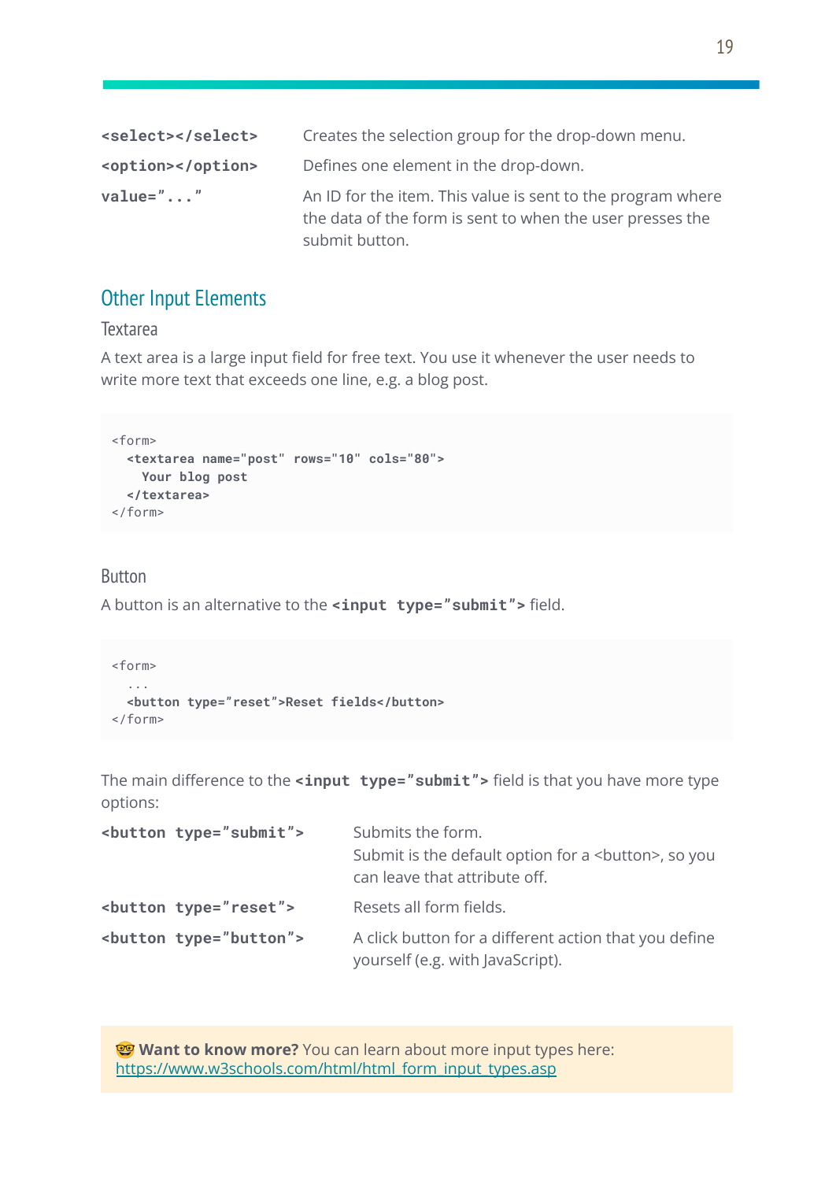| | |
|---|---|
| **`<select></select>`** | Creates the selection group for the drop-down menu. |
| **`<option></option>`** | Defines one element in the drop-down. |
| **`value="..."`** | An ID for the item. This value is sent to the program where the data of the form is sent to when the user presses the submit button. |

## Other Input Elements

### Textarea

A text area is a large input field for free text. You use it whenever the user needs to write more text that exceeds one line, e.g. a blog post.

```
<form>
  <textarea name="post" rows="10" cols="80">
    Your blog post
  </textarea>
</form>
```

### Button

A button is an alternative to the **`<input type="submit">`** field.

```
<form>
  ...
  <button type="reset">Reset fields</button>
</form>
```

The main difference to the **`<input type="submit">`** field is that you have more type options:

| | |
|---|---|
| **`<button type="submit">`** | Submits the form. Submit is the default option for a <button>, so you can leave that attribute off. |
| **`<button type="reset">`** | Resets all form fields. |
| **`<button type="button">`** | A click button for a different action that you define yourself (e.g. with JavaScript). |

🤓 **Want to know more?** You can learn about more input types here: https://www.w3schools.com/html/html_form_input_types.asp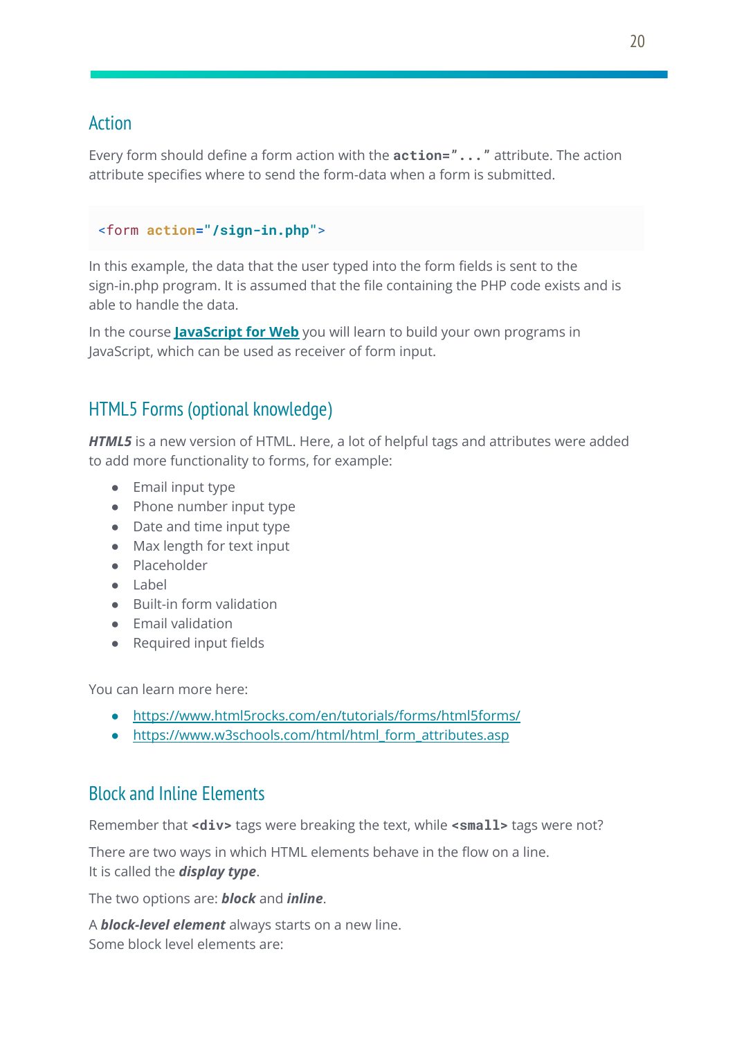## Action

Every form should define a form action with the **`action="..."`** attribute. The action attribute specifies where to send the form-data when a form is submitted.

```
<form action="/sign-in.php">
```

In this example, the data that the user typed into the form fields is sent to the sign-in.php program. It is assumed that the file containing the PHP code exists and is able to handle the data.

In the course **[JavaScript for Web]()** you will learn to build your own programs in JavaScript, which can be used as receiver of form input.

## HTML5 Forms (optional knowledge)

***HTML5*** is a new version of HTML. Here, a lot of helpful tags and attributes were added to add more functionality to forms, for example:

- Email input type
- Phone number input type
- Date and time input type
- Max length for text input
- Placeholder
- Label
- Built-in form validation
- Email validation
- Required input fields

You can learn more here:

- [https://www.html5rocks.com/en/tutorials/forms/html5forms/](https://www.html5rocks.com/en/tutorials/forms/html5forms/)
- [https://www.w3schools.com/html/html_form_attributes.asp](https://www.w3schools.com/html/html_form_attributes.asp)

## Block and Inline Elements

Remember that **`<div>`** tags were breaking the text, while **`<small>`** tags were not?

There are two ways in which HTML elements behave in the flow on a line.
It is called the ***display type***.

The two options are: ***block*** and ***inline***.

A ***block-level element*** always starts on a new line.
Some block level elements are: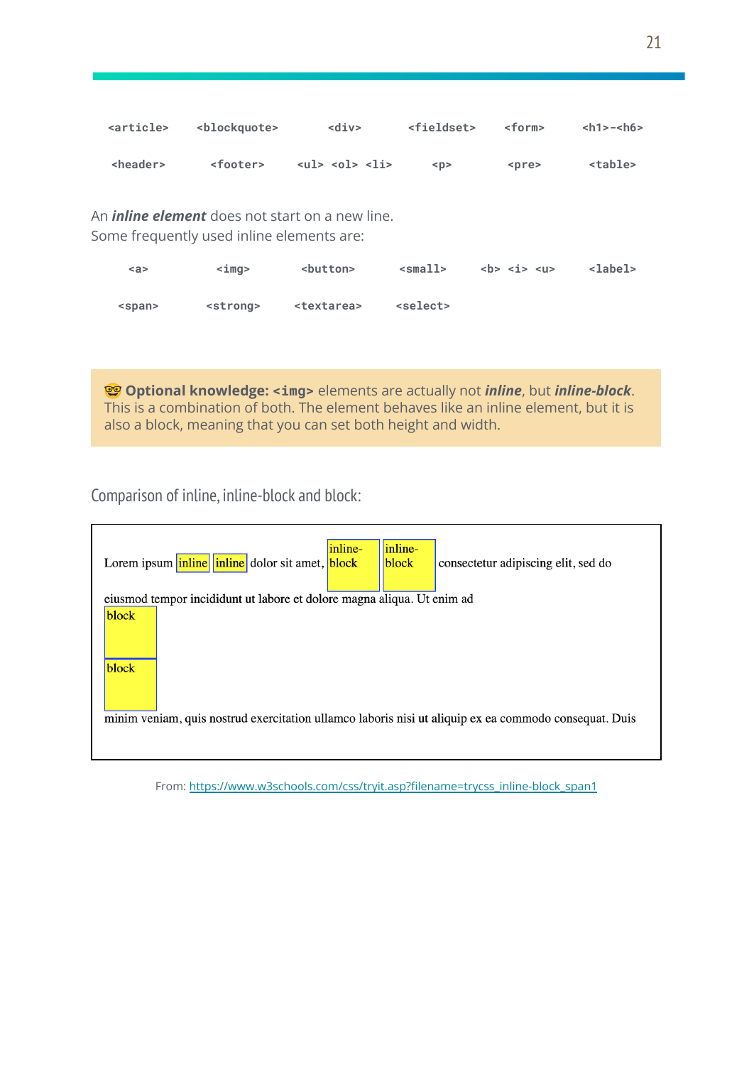`<article>` `<blockquote>` `<div>` `<fieldset>` `<form>` `<h1>-<h6>`

`<header>` `<footer>` `<ul>` `<ol>` `<li>` `<p>` `<pre>` `<table>`

An ***inline element*** does not start on a new line.
Some frequently used inline elements are:

`<a>` `<img>` `<button>` `<small>` `<b>` `<i>` `<u>` `<label>`

`<span>` `<strong>` `<textarea>` `<select>`

🤓 **Optional knowledge: `<img>`** elements are actually not ***inline***, but ***inline-block***. This is a combination of both. The element behaves like an inline element, but it is also a block, meaning that you can set both height and width.

Comparison of inline, inline-block and block:

Lorem ipsum inline inline dolor sit amet, inline-block inline-block consectetur adipiscing elit, sed do eiusmod tempor **incididunt ut** labore et **dolore** magna aliqua. Ut enim ad

block

block

minim veniam, quis nostrud exercitation ullamco laboris nisi **ut** aliquip ex ea commodo consequat. Duis

From: https://www.w3schools.com/css/tryit.asp?filename=trycss_inline-block_span1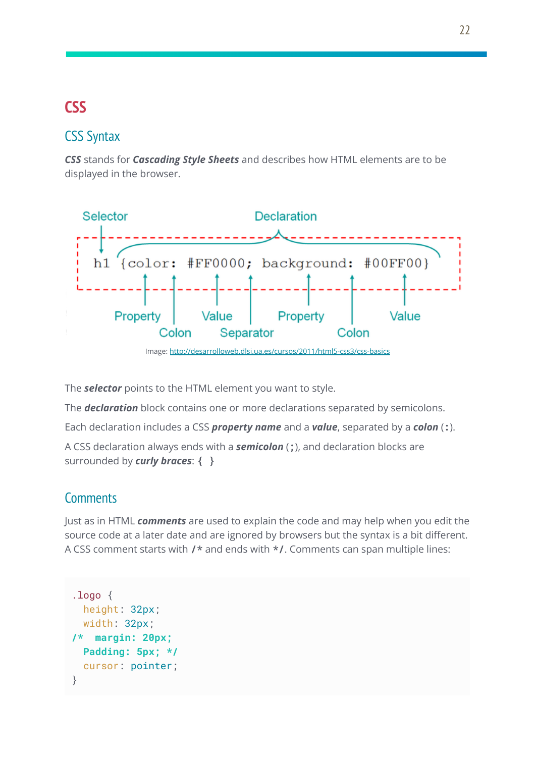# CSS

## CSS Syntax

***CSS*** stands for ***Cascading Style Sheets*** and describes how HTML elements are to be displayed in the browser.

Image: http://desarrolloweb.dlsi.ua.es/cursos/2011/html5-css3/css-basics

The ***selector*** points to the HTML element you want to style.

The ***declaration*** block contains one or more declarations separated by semicolons.

Each declaration includes a CSS ***property name*** and a ***value***, separated by a ***colon*** (**:**).

A CSS declaration always ends with a ***semicolon*** (**;**), and declaration blocks are surrounded by ***curly braces***: **{ }**

## Comments

Just as in HTML ***comments*** are used to explain the code and may help when you edit the source code at a later date and are ignored by browsers but the syntax is a bit different. A CSS comment starts with **/*** and ends with ***/**. Comments can span multiple lines:

```
.logo {
  height: 32px;
  width: 32px;
/*  margin: 20px;
  Padding: 5px; */
  cursor: pointer;
}
```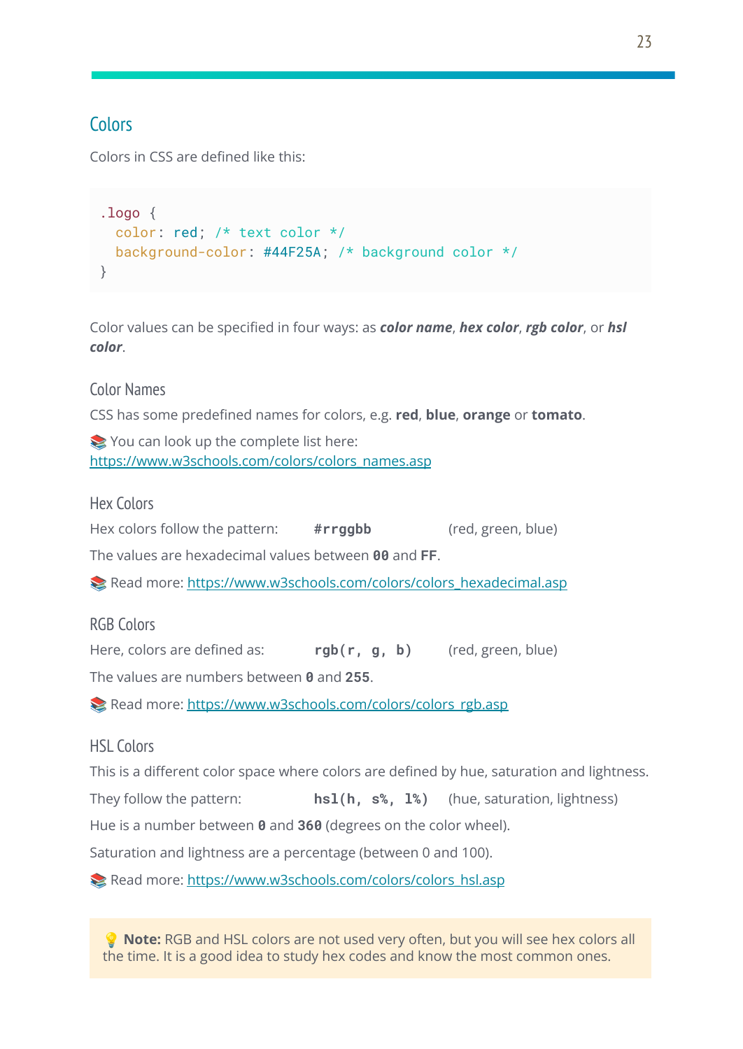## Colors

Colors in CSS are defined like this:

```
.logo {
  color: red; /* text color */
  background-color: #44F25A; /* background color */
}
```

Color values can be specified in four ways: as ***color name***, ***hex color***, ***rgb color***, or ***hsl color***.

### Color Names

CSS has some predefined names for colors, e.g. **red**, **blue**, **orange** or **tomato**.

📚 You can look up the complete list here:
https://www.w3schools.com/colors/colors_names.asp

### Hex Colors

Hex colors follow the pattern: **`#rrggbb`** (red, green, blue)

The values are hexadecimal values between **`00`** and **FF**.

📚 Read more: https://www.w3schools.com/colors/colors_hexadecimal.asp

### RGB Colors

Here, colors are defined as: **`rgb(r, g, b)`** (red, green, blue)

The values are numbers between **`0`** and **255**.

📚 Read more: https://www.w3schools.com/colors/colors_rgb.asp

### HSL Colors

This is a different color space where colors are defined by hue, saturation and lightness.

They follow the pattern: **`hsl(h, s%, l%)`** (hue, saturation, lightness)

Hue is a number between **`0`** and **`360`** (degrees on the color wheel).

Saturation and lightness are a percentage (between 0 and 100).

📚 Read more: https://www.w3schools.com/colors/colors_hsl.asp

> 💡 **Note:** RGB and HSL colors are not used very often, but you will see hex colors all the time. It is a good idea to study hex codes and know the most common ones.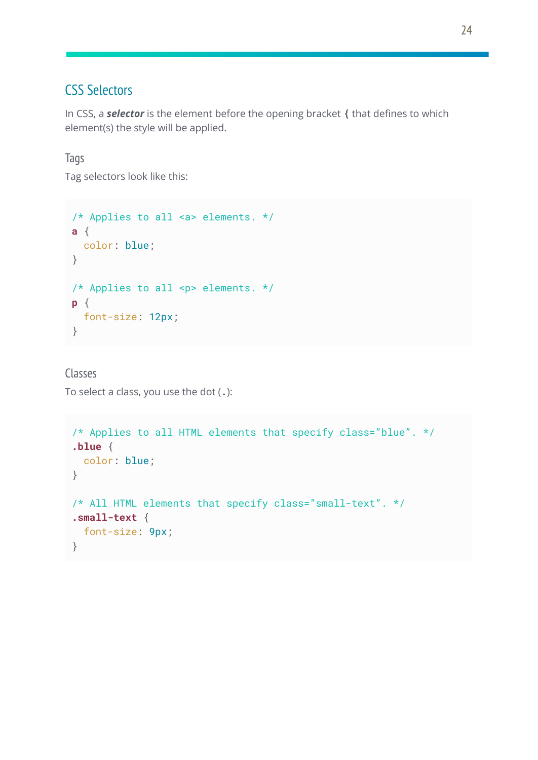## CSS Selectors

In CSS, a ***selector*** is the element before the opening bracket **{** that defines to which element(s) the style will be applied.

### Tags

Tag selectors look like this:

```
/* Applies to all <a> elements. */
a {
  color: blue;
}

/* Applies to all <p> elements. */
p {
  font-size: 12px;
}
```

### Classes

To select a class, you use the dot (`.`):

```
/* Applies to all HTML elements that specify class="blue". */
.blue {
  color: blue;
}

/* All HTML elements that specify class="small-text". */
.small-text {
  font-size: 9px;
}
```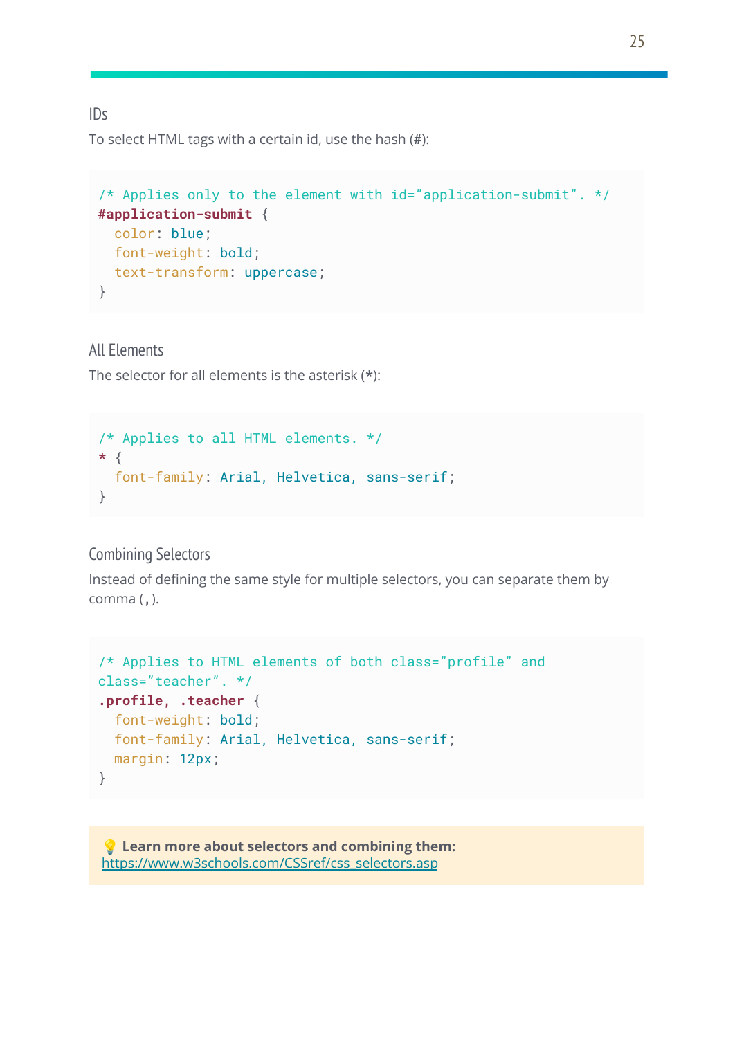### IDs

To select HTML tags with a certain id, use the hash (#):

```
/* Applies only to the element with id="application-submit". */
#application-submit {
  color: blue;
  font-weight: bold;
  text-transform: uppercase;
}
```

### All Elements

The selector for all elements is the asterisk (*):

```
/* Applies to all HTML elements. */
* {
  font-family: Arial, Helvetica, sans-serif;
}
```

### Combining Selectors

Instead of defining the same style for multiple selectors, you can separate them by comma (,).

```
/* Applies to HTML elements of both class="profile" and
class="teacher". */
.profile, .teacher {
  font-weight: bold;
  font-family: Arial, Helvetica, sans-serif;
  margin: 12px;
}
```

💡 **Learn more about selectors and combining them:**
https://www.w3schools.com/CSSref/css_selectors.asp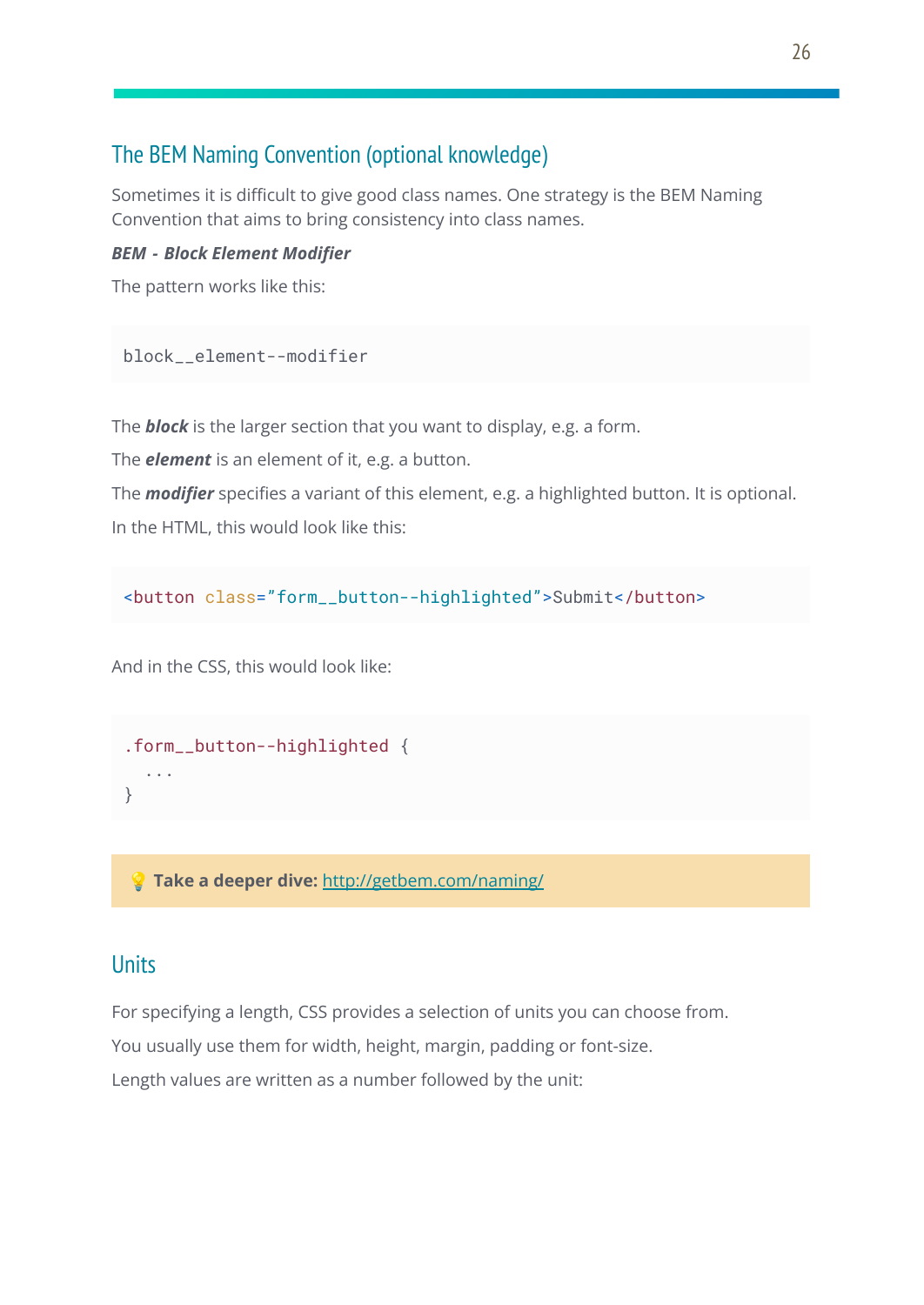## The BEM Naming Convention (optional knowledge)

Sometimes it is difficult to give good class names. One strategy is the BEM Naming Convention that aims to bring consistency into class names.

***BEM - Block Element Modifier***

The pattern works like this:

```
block__element--modifier
```

The ***block*** is the larger section that you want to display, e.g. a form.

The ***element*** is an element of it, e.g. a button.

The ***modifier*** specifies a variant of this element, e.g. a highlighted button. It is optional.

In the HTML, this would look like this:

```html
<button class="form__button--highlighted">Submit</button>
```

And in the CSS, this would look like:

```css
.form__button--highlighted {
  ...
}
```

💡 **Take a deeper dive:** [http://getbem.com/naming/](http://getbem.com/naming/)

## Units

For specifying a length, CSS provides a selection of units you can choose from.

You usually use them for width, height, margin, padding or font-size.

Length values are written as a number followed by the unit: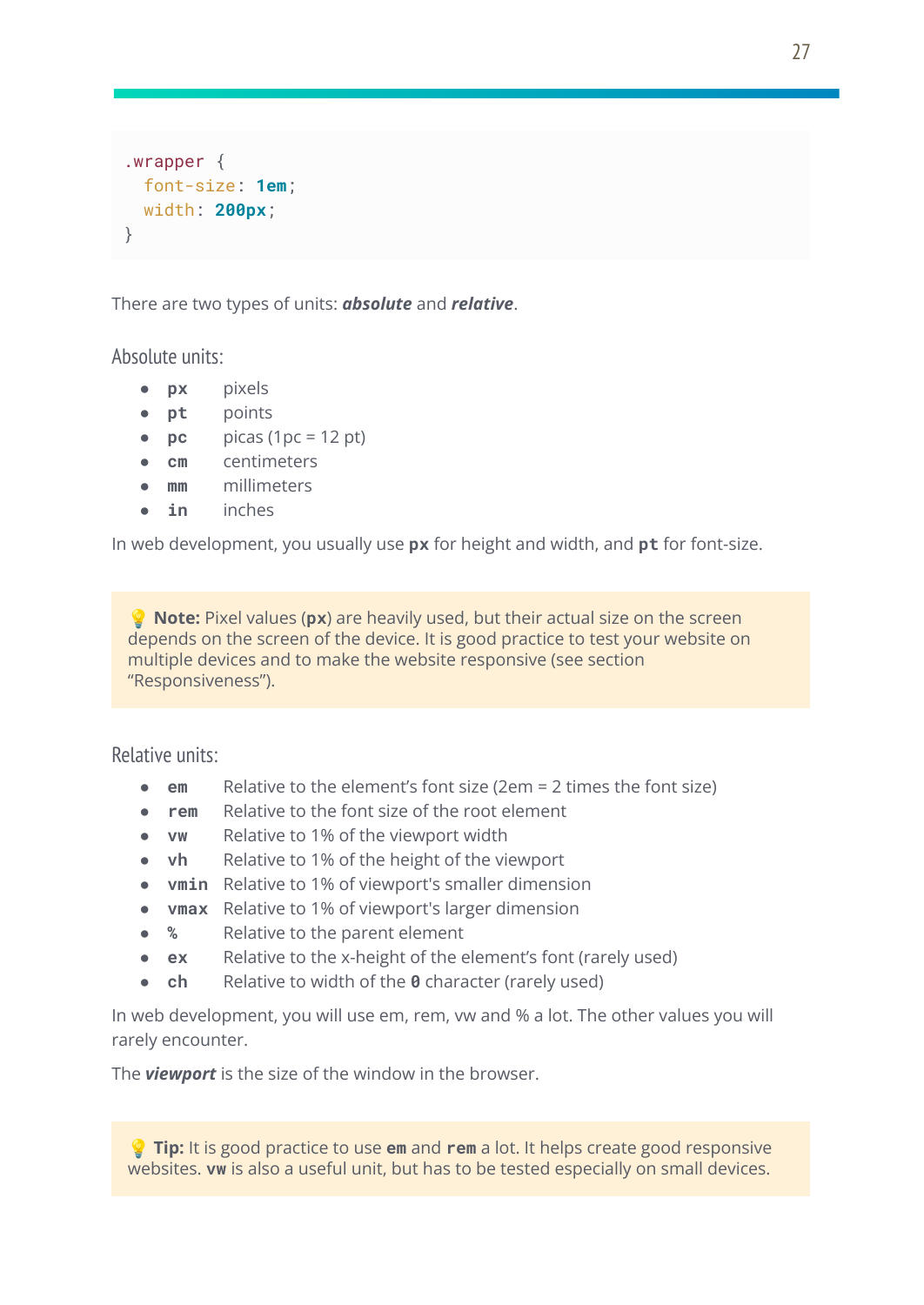```css
.wrapper {
  font-size: 1em;
  width: 200px;
}
```

There are two types of units: ***absolute*** and ***relative***.

### Absolute units:

- **`px`** pixels
- **`pt`** points
- **`pc`** picas (1pc = 12 pt)
- **`cm`** centimeters
- **`mm`** millimeters
- **`in`** inches

In web development, you usually use **`px`** for height and width, and **`pt`** for font-size.

> 💡 **Note:** Pixel values (**`px`**) are heavily used, but their actual size on the screen depends on the screen of the device. It is good practice to test your website on multiple devices and to make the website responsive (see section "Responsiveness").

### Relative units:

- **`em`** Relative to the element's font size (2em = 2 times the font size)
- **`rem`** Relative to the font size of the root element
- **`vw`** Relative to 1% of the viewport width
- **`vh`** Relative to 1% of the height of the viewport
- **`vmin`** Relative to 1% of viewport's smaller dimension
- **`vmax`** Relative to 1% of viewport's larger dimension
- **`%`** Relative to the parent element
- **`ex`** Relative to the x-height of the element's font (rarely used)
- **`ch`** Relative to width of the **`0`** character (rarely used)

In web development, you will use em, rem, vw and % a lot. The other values you will rarely encounter.

The ***viewport*** is the size of the window in the browser.

> 💡 **Tip:** It is good practice to use **`em`** and **`rem`** a lot. It helps create good responsive websites. **`vw`** is also a useful unit, but has to be tested especially on small devices.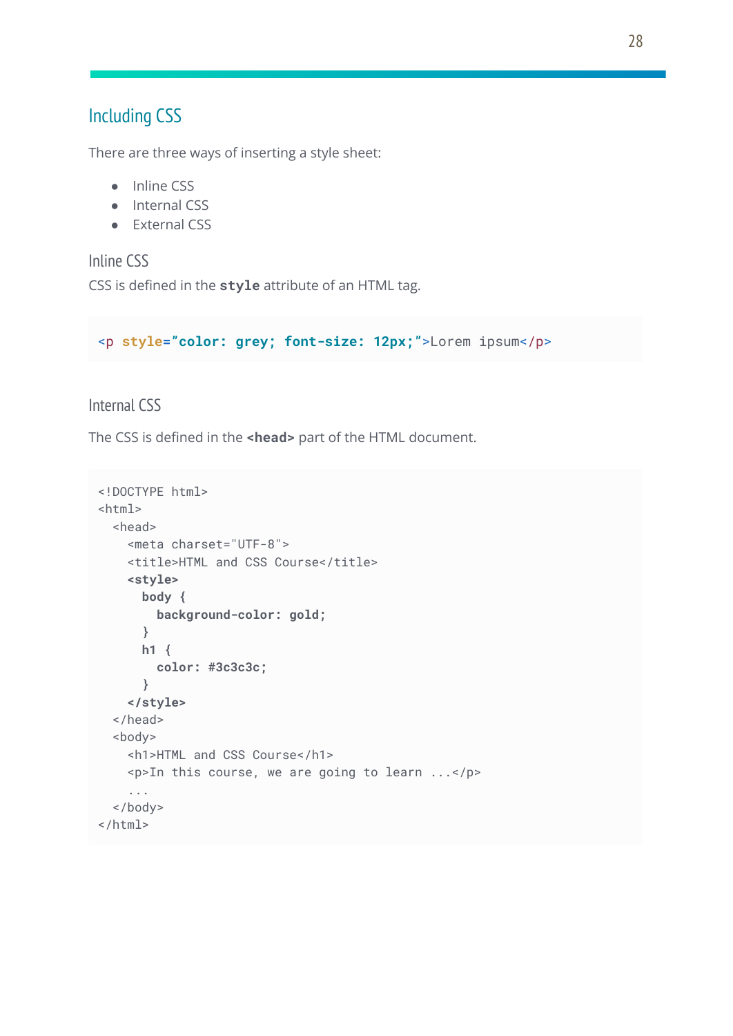## Including CSS

There are three ways of inserting a style sheet:

- Inline CSS
- Internal CSS
- External CSS

### Inline CSS

CSS is defined in the **style** attribute of an HTML tag.

```
<p style="color: grey; font-size: 12px;">Lorem ipsum</p>
```

### Internal CSS

The CSS is defined in the **<head>** part of the HTML document.

```
<!DOCTYPE html>
<html>
  <head>
    <meta charset="UTF-8">
    <title>HTML and CSS Course</title>
    <style>
      body {
        background-color: gold;
      }
      h1 {
        color: #3c3c3c;
      }
    </style>
  </head>
  <body>
    <h1>HTML and CSS Course</h1>
    <p>In this course, we are going to learn ...</p>
    ...
  </body>
</html>
```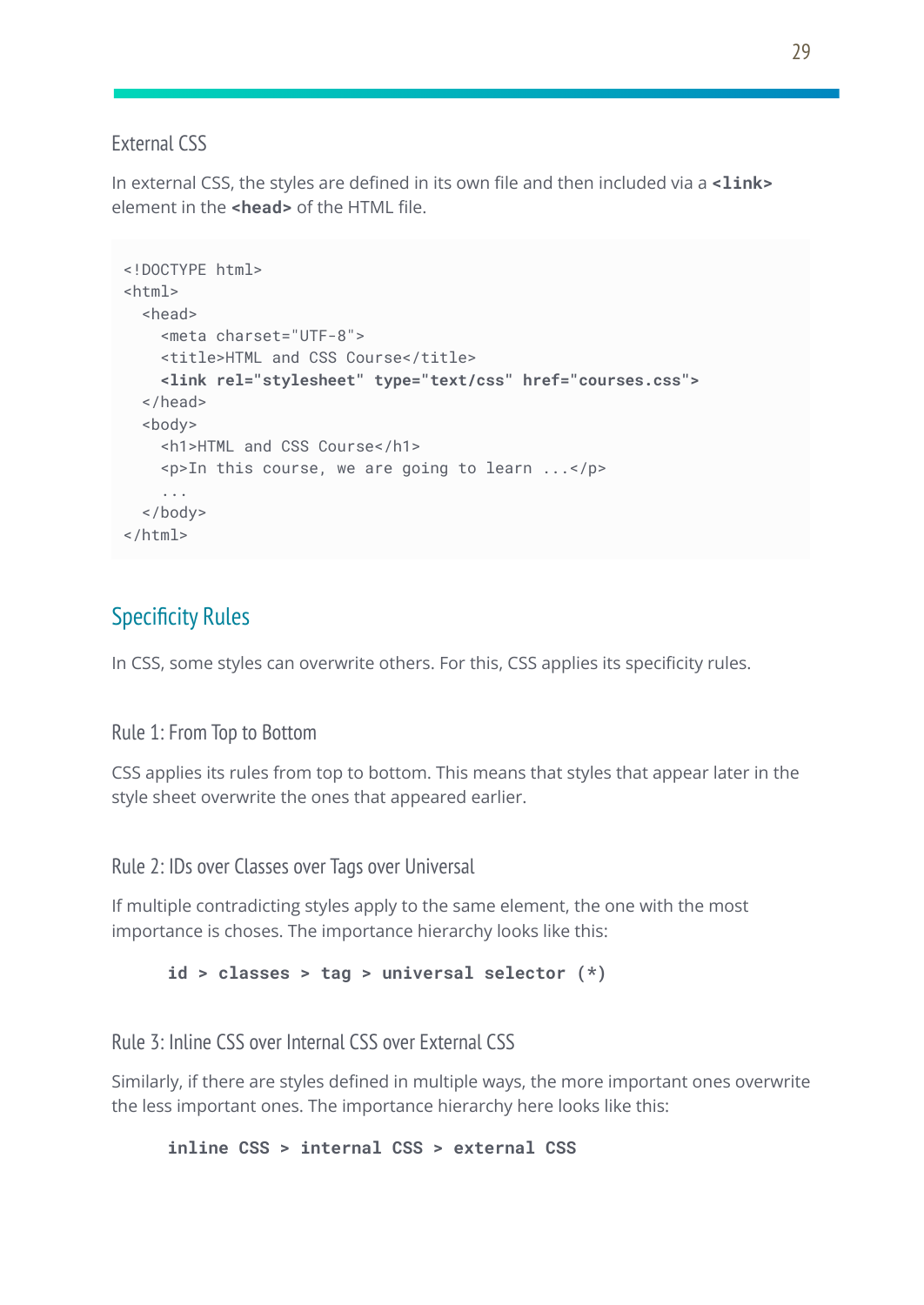### External CSS

In external CSS, the styles are defined in its own file and then included via a **`<link>`** element in the **`<head>`** of the HTML file.

```
<!DOCTYPE html>
<html>
  <head>
    <meta charset="UTF-8">
    <title>HTML and CSS Course</title>
    <link rel="stylesheet" type="text/css" href="courses.css">
  </head>
  <body>
    <h1>HTML and CSS Course</h1>
    <p>In this course, we are going to learn ...</p>
    ...
  </body>
</html>
```

## Specificity Rules

In CSS, some styles can overwrite others. For this, CSS applies its specificity rules.

### Rule 1: From Top to Bottom

CSS applies its rules from top to bottom. This means that styles that appear later in the style sheet overwrite the ones that appeared earlier.

### Rule 2: IDs over Classes over Tags over Universal

If multiple contradicting styles apply to the same element, the one with the most importance is choses. The importance hierarchy looks like this:

**`id > classes > tag > universal selector (*)`**

### Rule 3: Inline CSS over Internal CSS over External CSS

Similarly, if there are styles defined in multiple ways, the more important ones overwrite the less important ones. The importance hierarchy here looks like this:

**`inline CSS > internal CSS > external CSS`**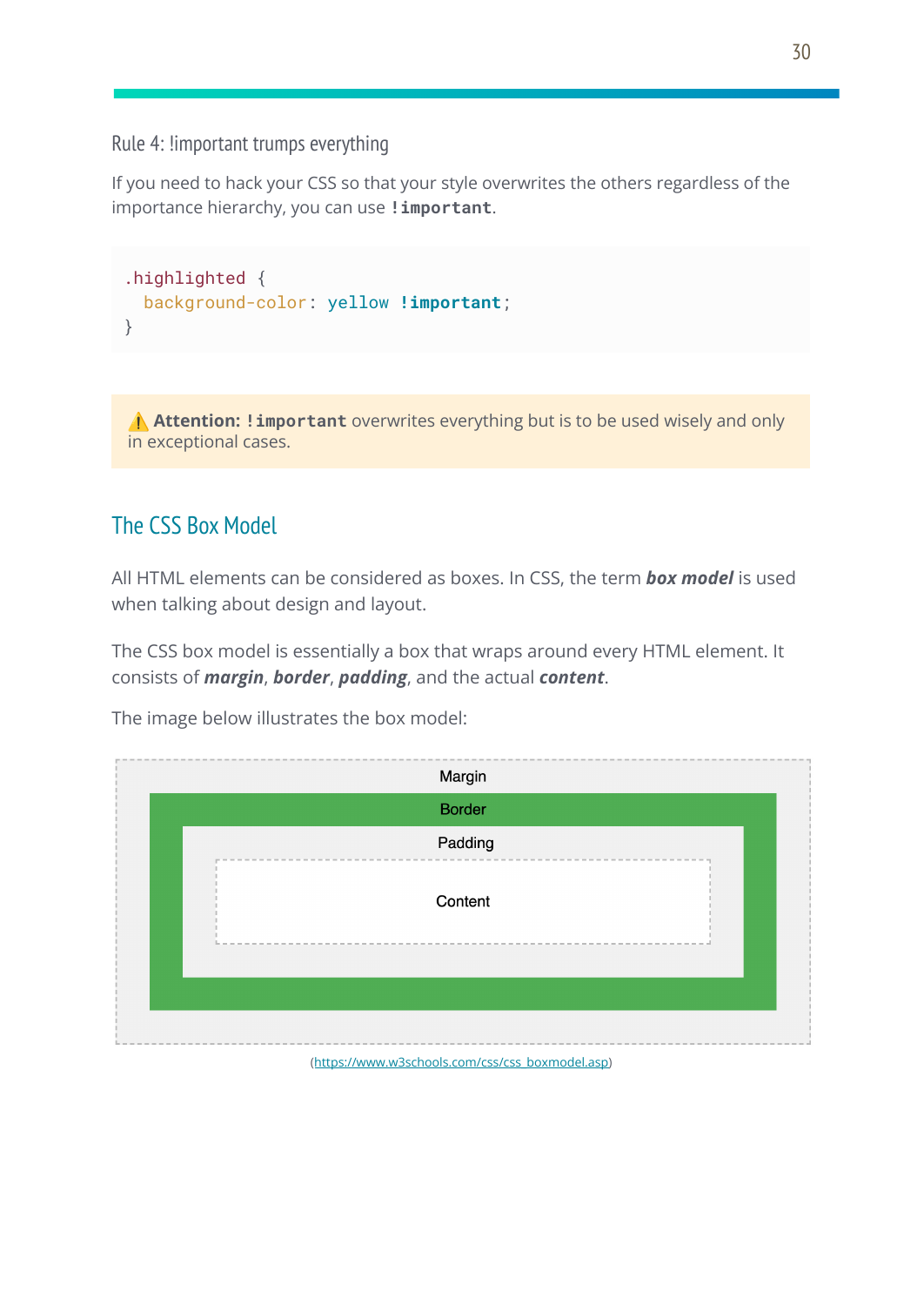### Rule 4: !important trumps everything

If you need to hack your CSS so that your style overwrites the others regardless of the importance hierarchy, you can use `!important`.

```
.highlighted {
  background-color: yellow !important;
}
```

> ⚠️ **Attention:** `!important` overwrites everything but is to be used wisely and only in exceptional cases.

## The CSS Box Model

All HTML elements can be considered as boxes. In CSS, the term ***box model*** is used when talking about design and layout.

The CSS box model is essentially a box that wraps around every HTML element. It consists of ***margin***, ***border***, ***padding***, and the actual ***content***.

The image below illustrates the box model:

Margin

Border

Padding

Content

([https://www.w3schools.com/css/css_boxmodel.asp](https://www.w3schools.com/css/css_boxmodel.asp))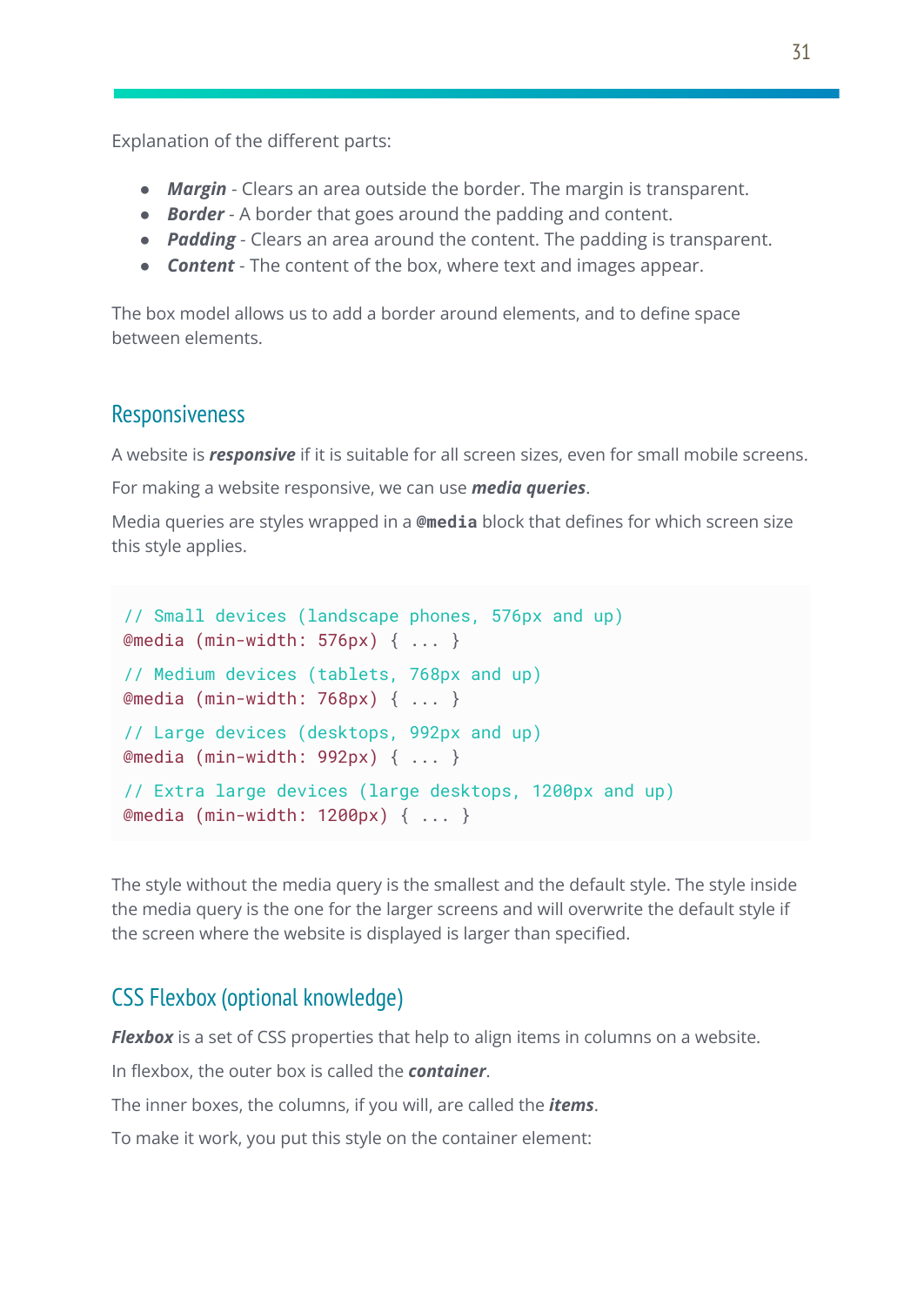Explanation of the different parts:

- ***Margin*** - Clears an area outside the border. The margin is transparent.
- ***Border*** - A border that goes around the padding and content.
- ***Padding*** - Clears an area around the content. The padding is transparent.
- ***Content*** - The content of the box, where text and images appear.

The box model allows us to add a border around elements, and to define space between elements.

## Responsiveness

A website is ***responsive*** if it is suitable for all screen sizes, even for small mobile screens.

For making a website responsive, we can use ***media queries***.

Media queries are styles wrapped in a **`@media`** block that defines for which screen size this style applies.

```
// Small devices (landscape phones, 576px and up)
@media (min-width: 576px) { ... }
// Medium devices (tablets, 768px and up)
@media (min-width: 768px) { ... }
// Large devices (desktops, 992px and up)
@media (min-width: 992px) { ... }
// Extra large devices (large desktops, 1200px and up)
@media (min-width: 1200px) { ... }
```

The style without the media query is the smallest and the default style. The style inside the media query is the one for the larger screens and will overwrite the default style if the screen where the website is displayed is larger than specified.

## CSS Flexbox (optional knowledge)

***Flexbox*** is a set of CSS properties that help to align items in columns on a website.

In flexbox, the outer box is called the ***container***.

The inner boxes, the columns, if you will, are called the ***items***.

To make it work, you put this style on the container element: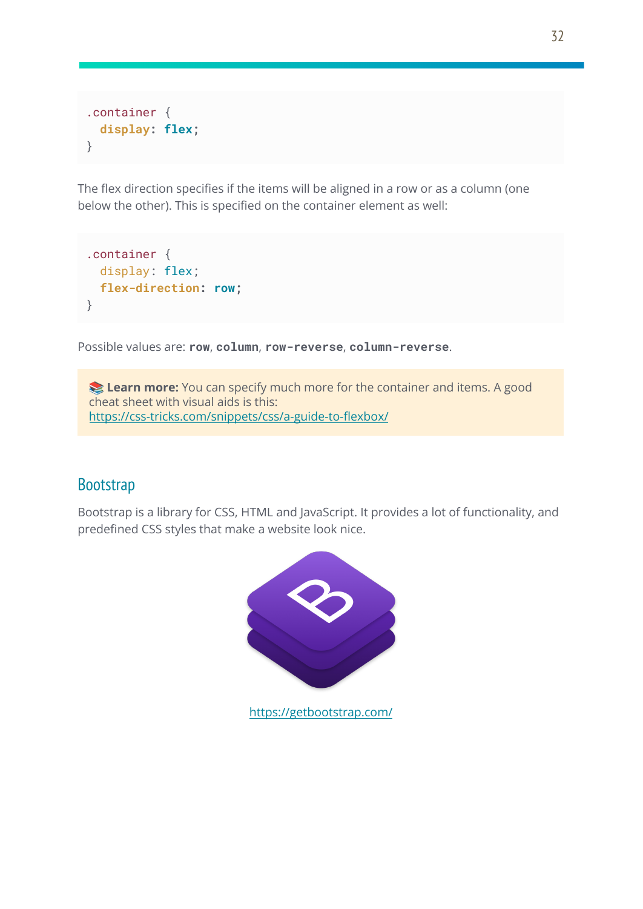```css
.container {
  display: flex;
}
```

The flex direction specifies if the items will be aligned in a row or as a column (one below the other). This is specified on the container element as well:

```css
.container {
  display: flex;
  flex-direction: row;
}
```

Possible values are: **`row`**, **`column`**, **`row-reverse`**, **`column-reverse`**.

> 📚 **Learn more:** You can specify much more for the container and items. A good cheat sheet with visual aids is this:
> https://css-tricks.com/snippets/css/a-guide-to-flexbox/

## Bootstrap

Bootstrap is a library for CSS, HTML and JavaScript. It provides a lot of functionality, and predefined CSS styles that make a website look nice.

https://getbootstrap.com/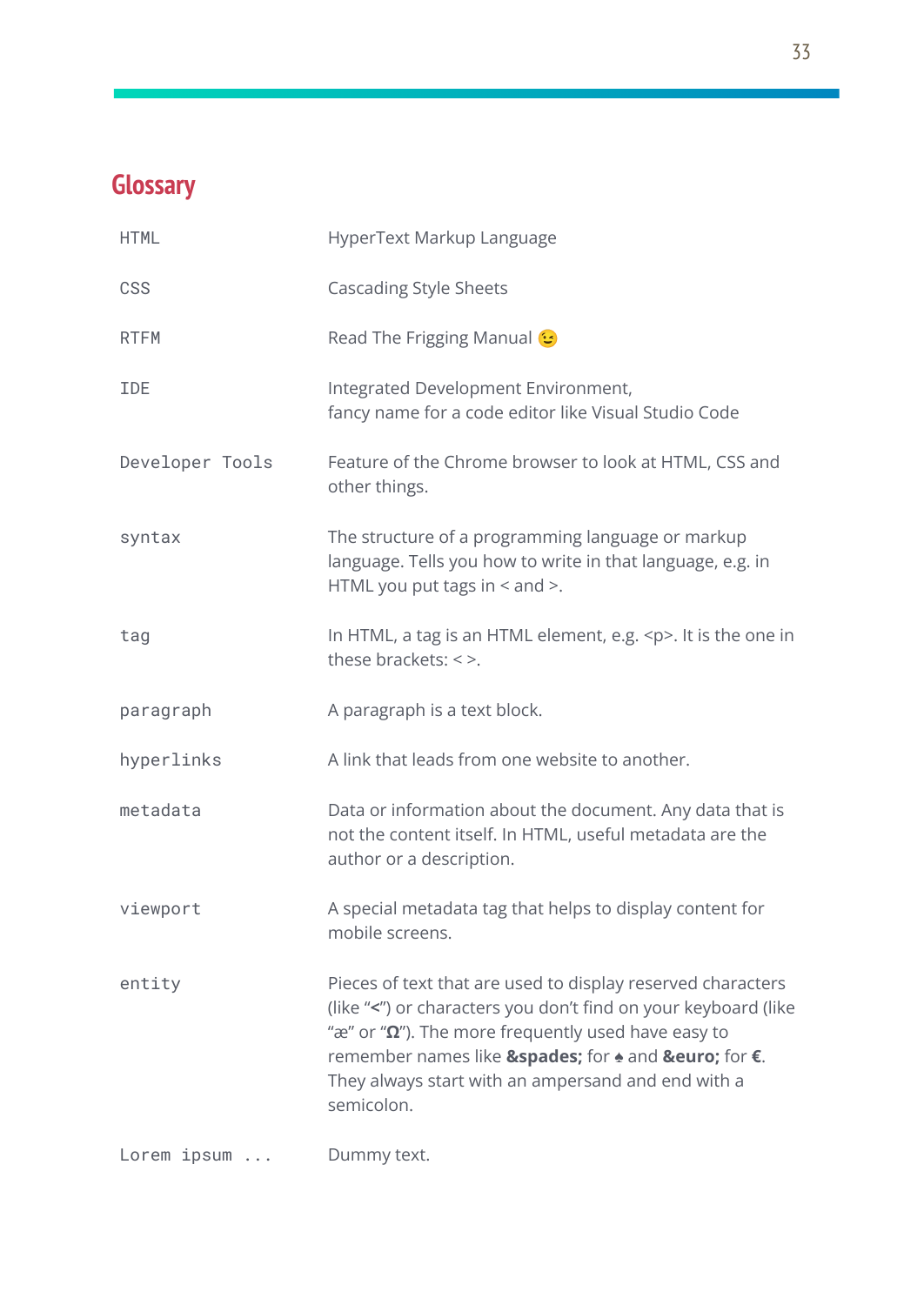## Glossary

| | |
|---|---|
| `HTML` | HyperText Markup Language |
| `CSS` | Cascading Style Sheets |
| `RTFM` | Read The Frigging Manual 😉 |
| `IDE` | Integrated Development Environment,<br>fancy name for a code editor like Visual Studio Code |
| `Developer Tools` | Feature of the Chrome browser to look at HTML, CSS and other things. |
| `syntax` | The structure of a programming language or markup language. Tells you how to write in that language, e.g. in HTML you put tags in < and >. |
| `tag` | In HTML, a tag is an HTML element, e.g. <p>. It is the one in these brackets: < >. |
| `paragraph` | A paragraph is a text block. |
| `hyperlinks` | A link that leads from one website to another. |
| `metadata` | Data or information about the document. Any data that is not the content itself. In HTML, useful metadata are the author or a description. |
| `viewport` | A special metadata tag that helps to display content for mobile screens. |
| `entity` | Pieces of text that are used to display reserved characters (like "**<**") or characters you don't find on your keyboard (like "æ" or "**Ω**"). The more frequently used have easy to remember names like **&spades;** for ♠ and **&euro;** for **€**. They always start with an ampersand and end with a semicolon. |
| `Lorem ipsum ...` | Dummy text. |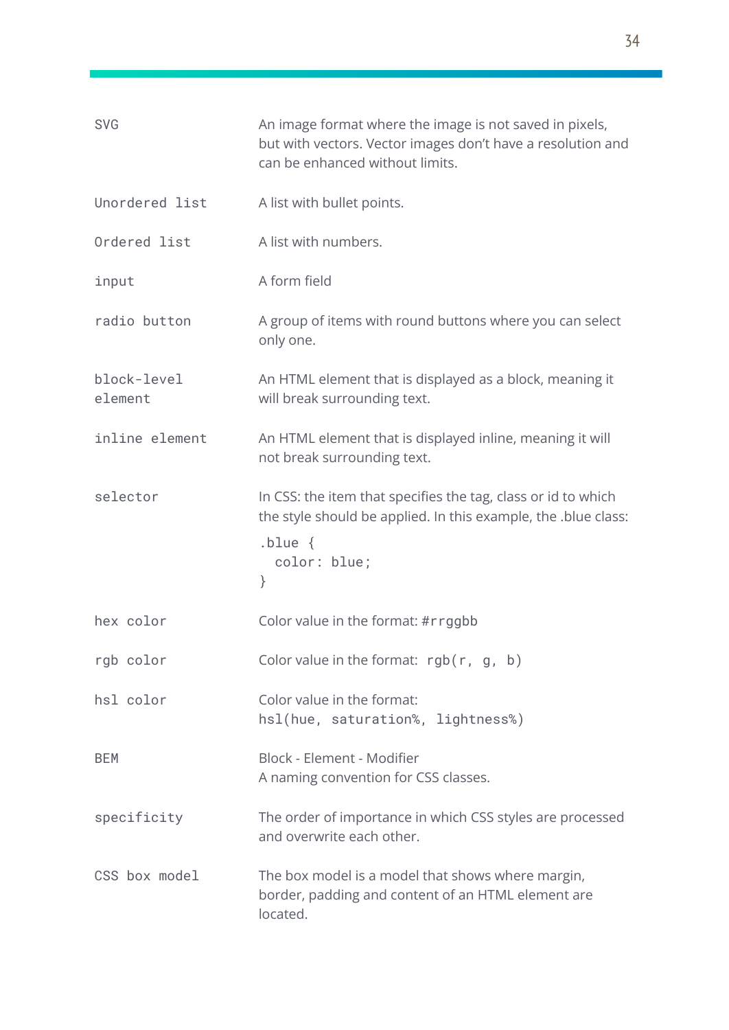| | |
|---|---|
| SVG | An image format where the image is not saved in pixels, but with vectors. Vector images don't have a resolution and can be enhanced without limits. |
| Unordered list | A list with bullet points. |
| Ordered list | A list with numbers. |
| input | A form field |
| radio button | A group of items with round buttons where you can select only one. |
| block-level element | An HTML element that is displayed as a block, meaning it will break surrounding text. |
| inline element | An HTML element that is displayed inline, meaning it will not break surrounding text. |
| selector | In CSS: the item that specifies the tag, class or id to which the style should be applied. In this example, the .blue class: `.blue { color: blue; }` |
| hex color | Color value in the format: `#rrggbb` |
| rgb color | Color value in the format: `rgb(r, g, b)` |
| hsl color | Color value in the format: `hsl(hue, saturation%, lightness%)` |
| BEM | Block - Element - Modifier<br>A naming convention for CSS classes. |
| specificity | The order of importance in which CSS styles are processed and overwrite each other. |
| CSS box model | The box model is a model that shows where margin, border, padding and content of an HTML element are located. |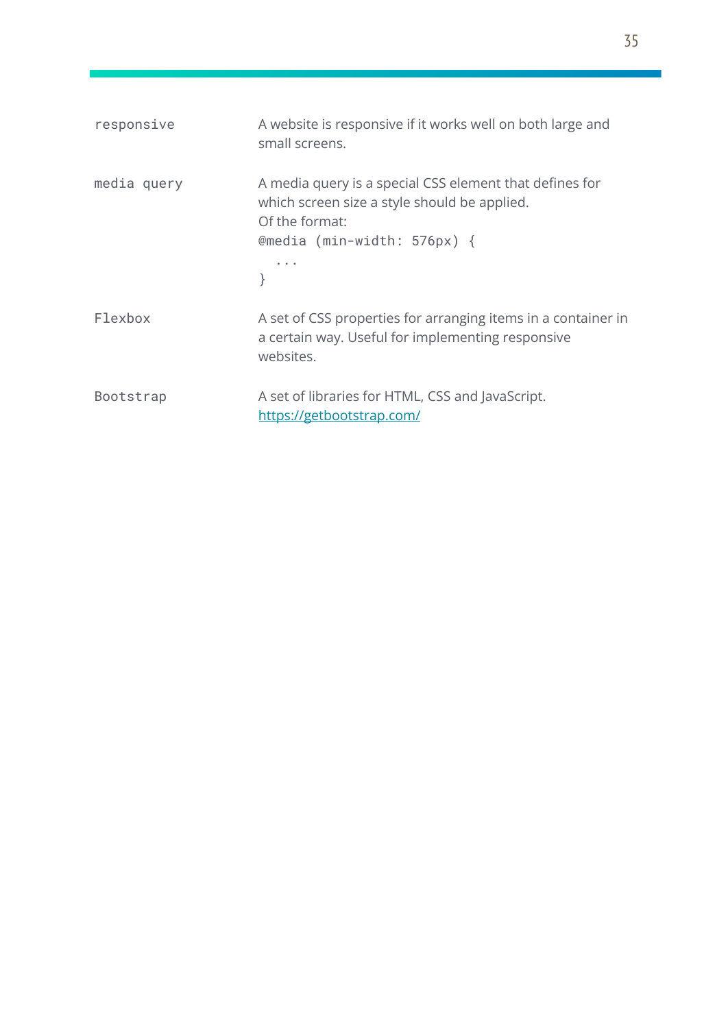| | |
|---|---|
| `responsive` | A website is responsive if it works well on both large and small screens. |
| `media query` | A media query is a special CSS element that defines for which screen size a style should be applied.<br>Of the format:<br>`@media (min-width: 576px) {`<br>`  ...`<br>`}` |
| `Flexbox` | A set of CSS properties for arranging items in a container in a certain way. Useful for implementing responsive websites. |
| `Bootstrap` | A set of libraries for HTML, CSS and JavaScript.<br>[https://getbootstrap.com/](https://getbootstrap.com/) |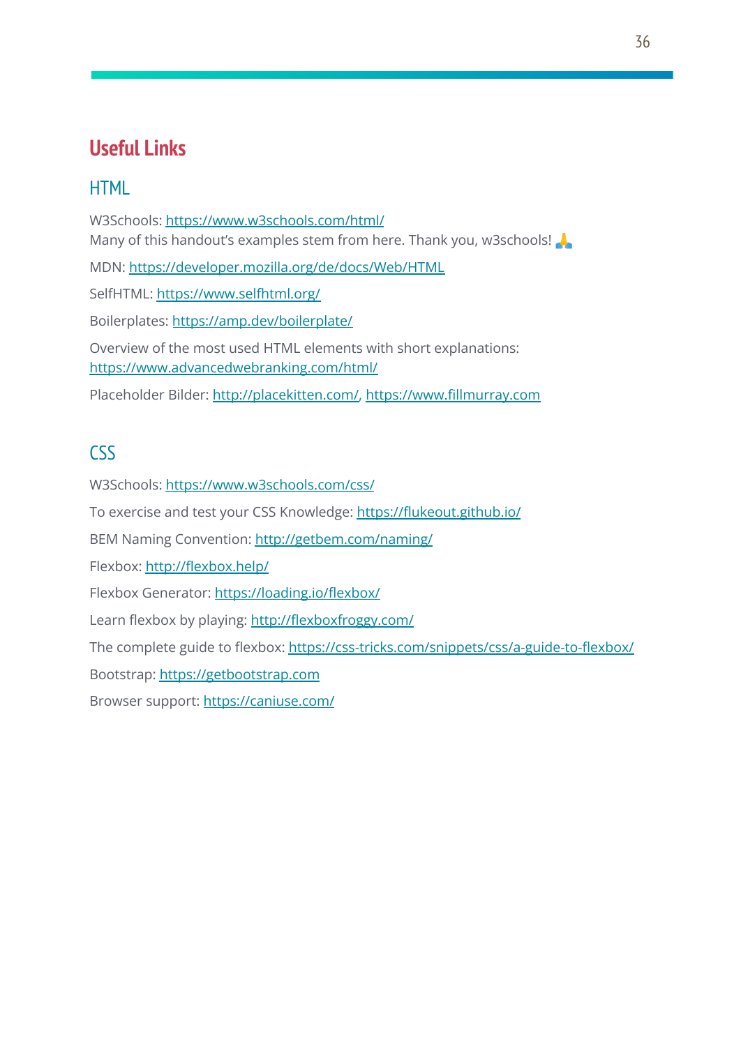# Useful Links

## HTML

W3Schools: https://www.w3schools.com/html/
Many of this handout's examples stem from here. Thank you, w3schools! 🙏

MDN: https://developer.mozilla.org/de/docs/Web/HTML

SelfHTML: https://www.selfhtml.org/

Boilerplates: https://amp.dev/boilerplate/

Overview of the most used HTML elements with short explanations:
https://www.advancedwebranking.com/html/

Placeholder Bilder: http://placekitten.com/, https://www.fillmurray.com

## CSS

W3Schools: https://www.w3schools.com/css/

To exercise and test your CSS Knowledge: https://flukeout.github.io/

BEM Naming Convention: http://getbem.com/naming/

Flexbox: http://flexbox.help/

Flexbox Generator: https://loading.io/flexbox/

Learn flexbox by playing: http://flexboxfroggy.com/

The complete guide to flexbox: https://css-tricks.com/snippets/css/a-guide-to-flexbox/

Bootstrap: https://getbootstrap.com

Browser support: https://caniuse.com/